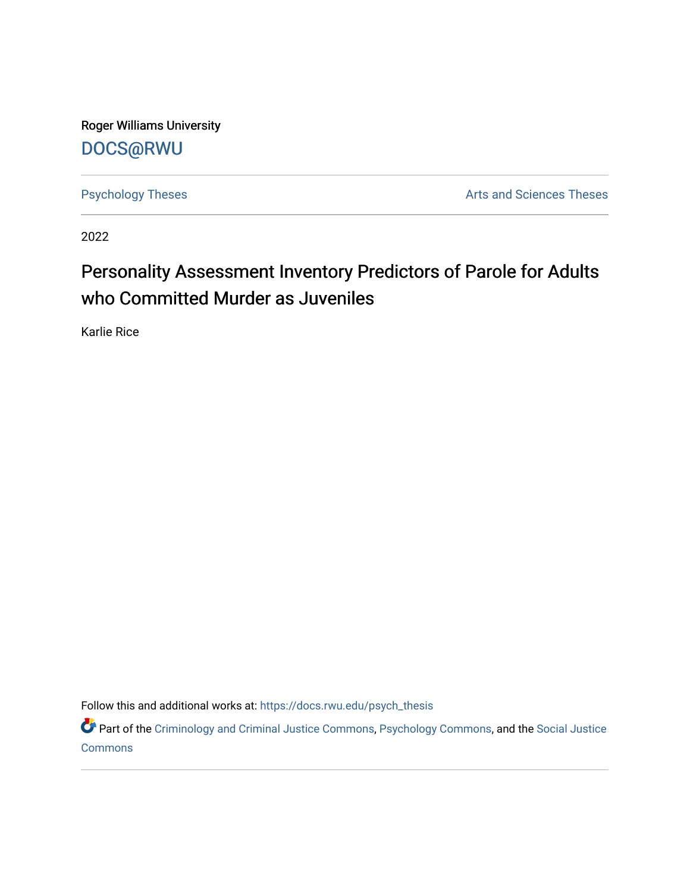Roger Williams University

DOCS@RWU

Psychology Theses | Arts and Sciences Theses

2022

# Personality Assessment Inventory Predictors of Parole for Adults who Committed Murder as Juveniles

Karlie Rice

Follow this and additional works at: https://docs.rwu.edu/psych_thesis

Part of the Criminology and Criminal Justice Commons, Psychology Commons, and the Social Justice Commons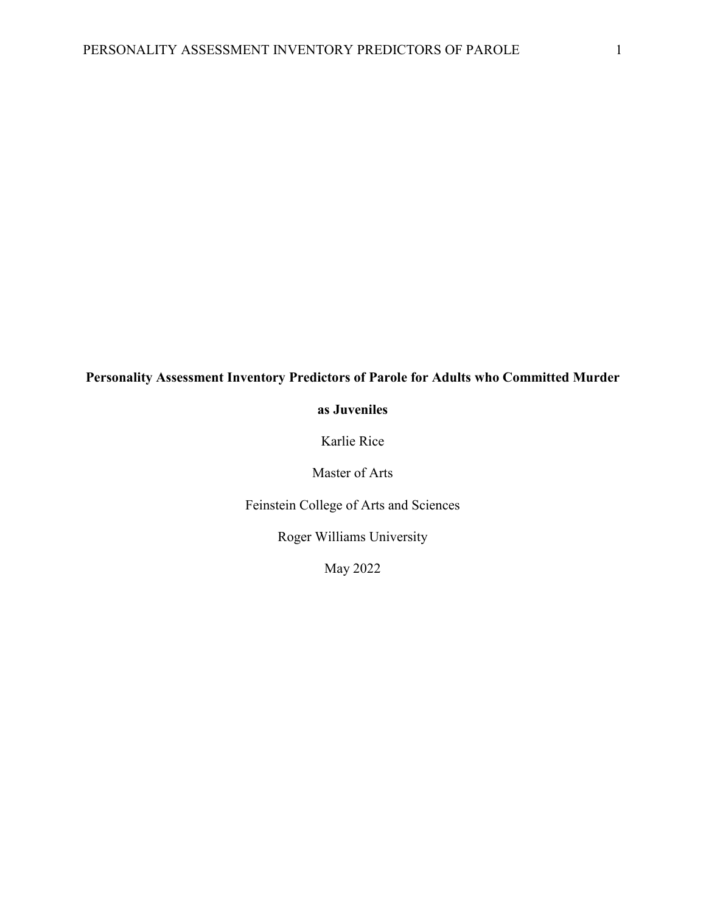**Personality Assessment Inventory Predictors of Parole for Adults who Committed Murder as Juveniles**

Karlie Rice

Master of Arts

Feinstein College of Arts and Sciences

Roger Williams University

May 2022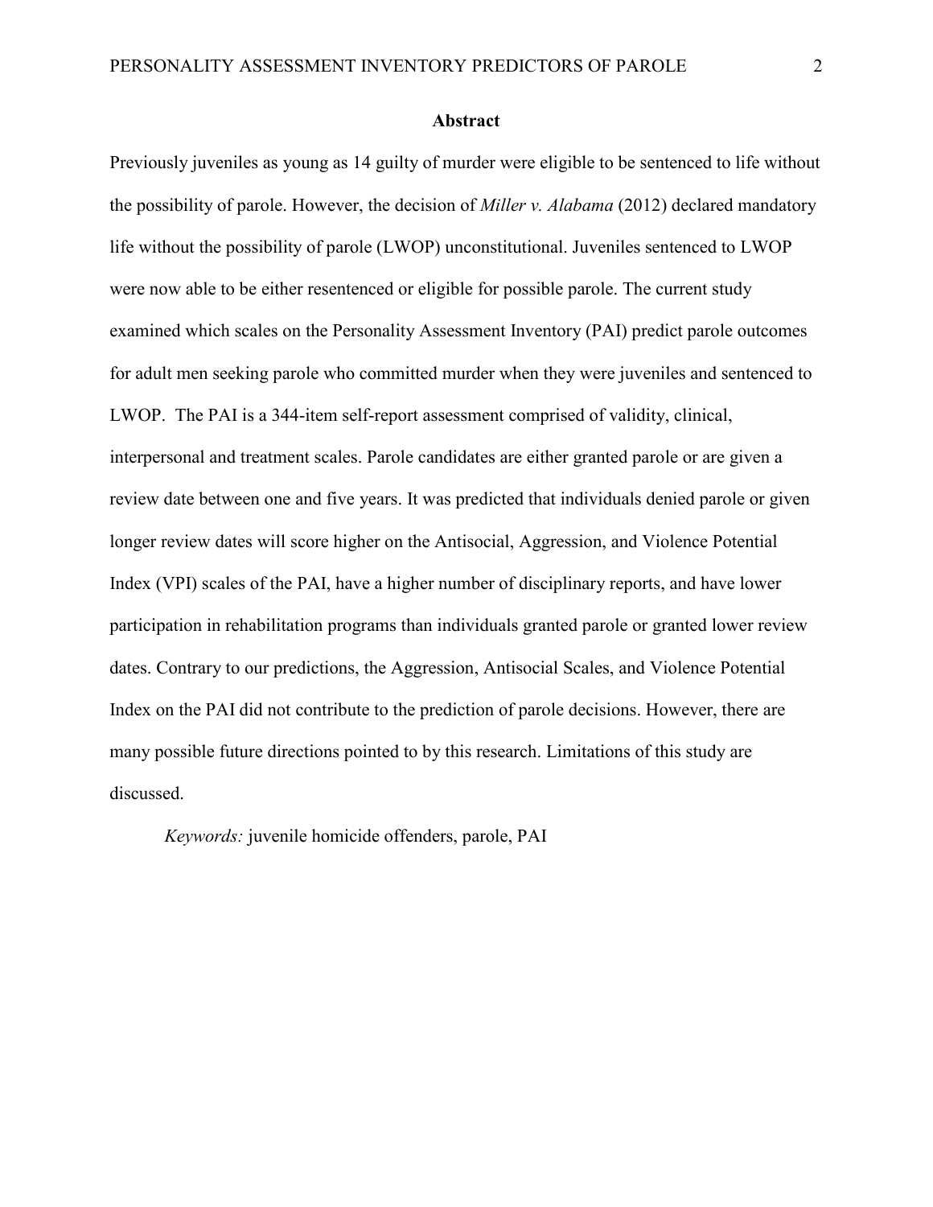## Abstract

Previously juveniles as young as 14 guilty of murder were eligible to be sentenced to life without the possibility of parole. However, the decision of *Miller v. Alabama* (2012) declared mandatory life without the possibility of parole (LWOP) unconstitutional. Juveniles sentenced to LWOP were now able to be either resentenced or eligible for possible parole. The current study examined which scales on the Personality Assessment Inventory (PAI) predict parole outcomes for adult men seeking parole who committed murder when they were juveniles and sentenced to LWOP. The PAI is a 344-item self-report assessment comprised of validity, clinical, interpersonal and treatment scales. Parole candidates are either granted parole or are given a review date between one and five years. It was predicted that individuals denied parole or given longer review dates will score higher on the Antisocial, Aggression, and Violence Potential Index (VPI) scales of the PAI, have a higher number of disciplinary reports, and have lower participation in rehabilitation programs than individuals granted parole or granted lower review dates. Contrary to our predictions, the Aggression, Antisocial Scales, and Violence Potential Index on the PAI did not contribute to the prediction of parole decisions. However, there are many possible future directions pointed to by this research. Limitations of this study are discussed.

*Keywords:* juvenile homicide offenders, parole, PAI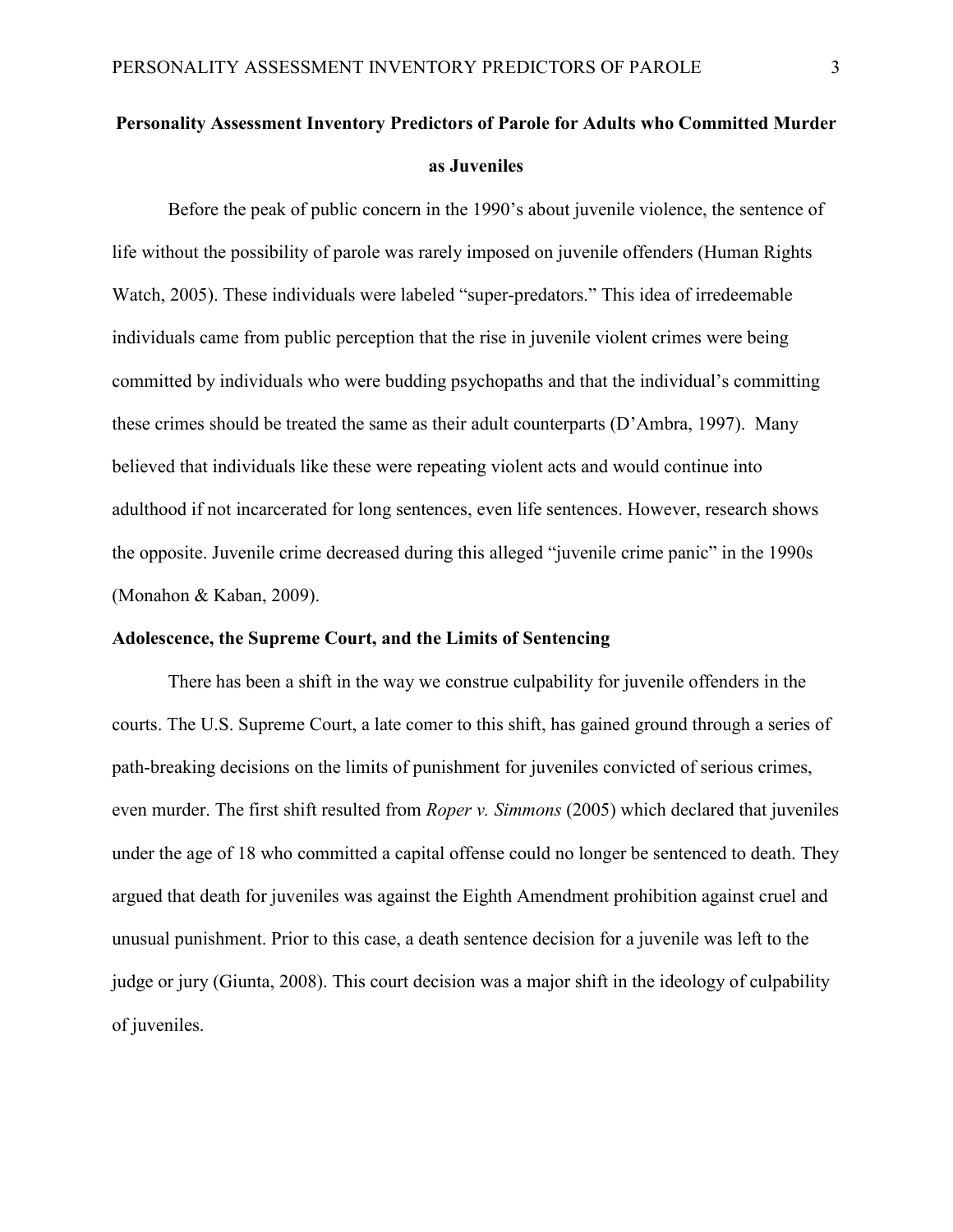# Personality Assessment Inventory Predictors of Parole for Adults who Committed Murder as Juveniles

Before the peak of public concern in the 1990's about juvenile violence, the sentence of life without the possibility of parole was rarely imposed on juvenile offenders (Human Rights Watch, 2005). These individuals were labeled "super-predators." This idea of irredeemable individuals came from public perception that the rise in juvenile violent crimes were being committed by individuals who were budding psychopaths and that the individual's committing these crimes should be treated the same as their adult counterparts (D'Ambra, 1997). Many believed that individuals like these were repeating violent acts and would continue into adulthood if not incarcerated for long sentences, even life sentences. However, research shows the opposite. Juvenile crime decreased during this alleged "juvenile crime panic" in the 1990s (Monahon & Kaban, 2009).

## Adolescence, the Supreme Court, and the Limits of Sentencing

There has been a shift in the way we construe culpability for juvenile offenders in the courts. The U.S. Supreme Court, a late comer to this shift, has gained ground through a series of path-breaking decisions on the limits of punishment for juveniles convicted of serious crimes, even murder. The first shift resulted from *Roper v. Simmons* (2005) which declared that juveniles under the age of 18 who committed a capital offense could no longer be sentenced to death. They argued that death for juveniles was against the Eighth Amendment prohibition against cruel and unusual punishment. Prior to this case, a death sentence decision for a juvenile was left to the judge or jury (Giunta, 2008). This court decision was a major shift in the ideology of culpability of juveniles.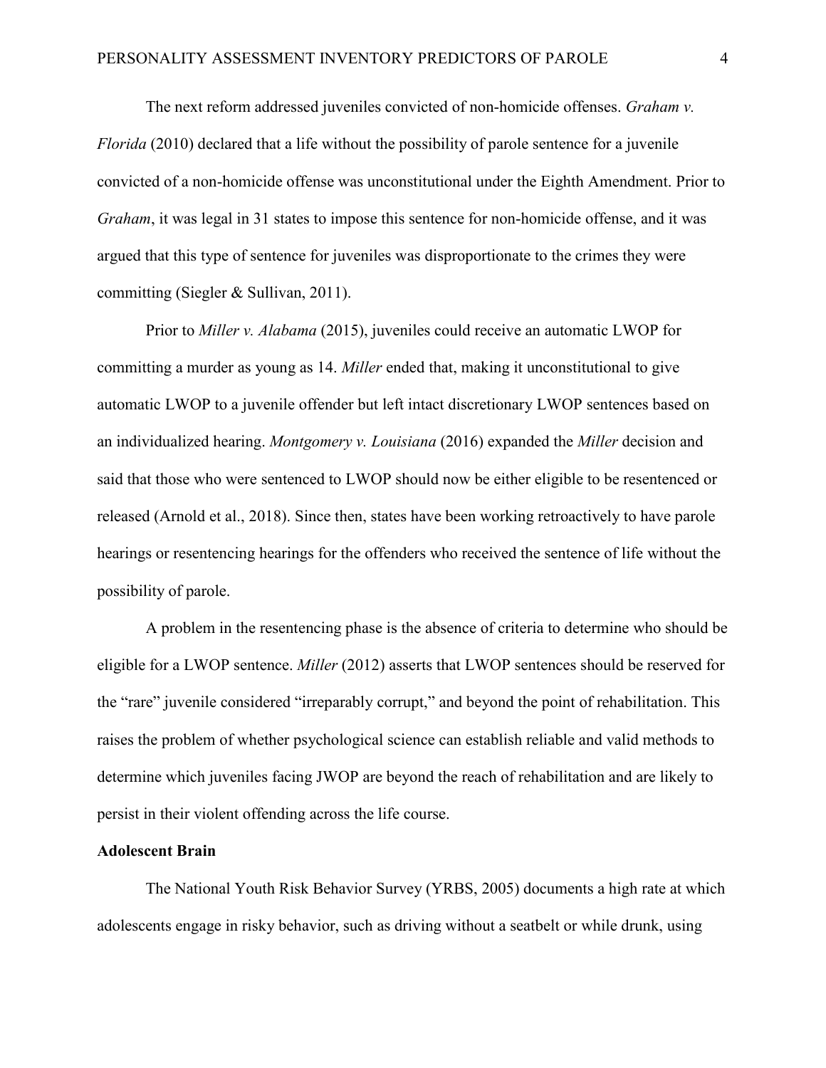The next reform addressed juveniles convicted of non-homicide offenses. *Graham v. Florida* (2010) declared that a life without the possibility of parole sentence for a juvenile convicted of a non-homicide offense was unconstitutional under the Eighth Amendment. Prior to *Graham*, it was legal in 31 states to impose this sentence for non-homicide offense, and it was argued that this type of sentence for juveniles was disproportionate to the crimes they were committing (Siegler & Sullivan, 2011).

Prior to *Miller v. Alabama* (2015), juveniles could receive an automatic LWOP for committing a murder as young as 14. *Miller* ended that, making it unconstitutional to give automatic LWOP to a juvenile offender but left intact discretionary LWOP sentences based on an individualized hearing. *Montgomery v. Louisiana* (2016) expanded the *Miller* decision and said that those who were sentenced to LWOP should now be either eligible to be resentenced or released (Arnold et al., 2018). Since then, states have been working retroactively to have parole hearings or resentencing hearings for the offenders who received the sentence of life without the possibility of parole.

A problem in the resentencing phase is the absence of criteria to determine who should be eligible for a LWOP sentence. *Miller* (2012) asserts that LWOP sentences should be reserved for the "rare" juvenile considered "irreparably corrupt," and beyond the point of rehabilitation. This raises the problem of whether psychological science can establish reliable and valid methods to determine which juveniles facing JWOP are beyond the reach of rehabilitation and are likely to persist in their violent offending across the life course.

**Adolescent Brain**

The National Youth Risk Behavior Survey (YRBS, 2005) documents a high rate at which adolescents engage in risky behavior, such as driving without a seatbelt or while drunk, using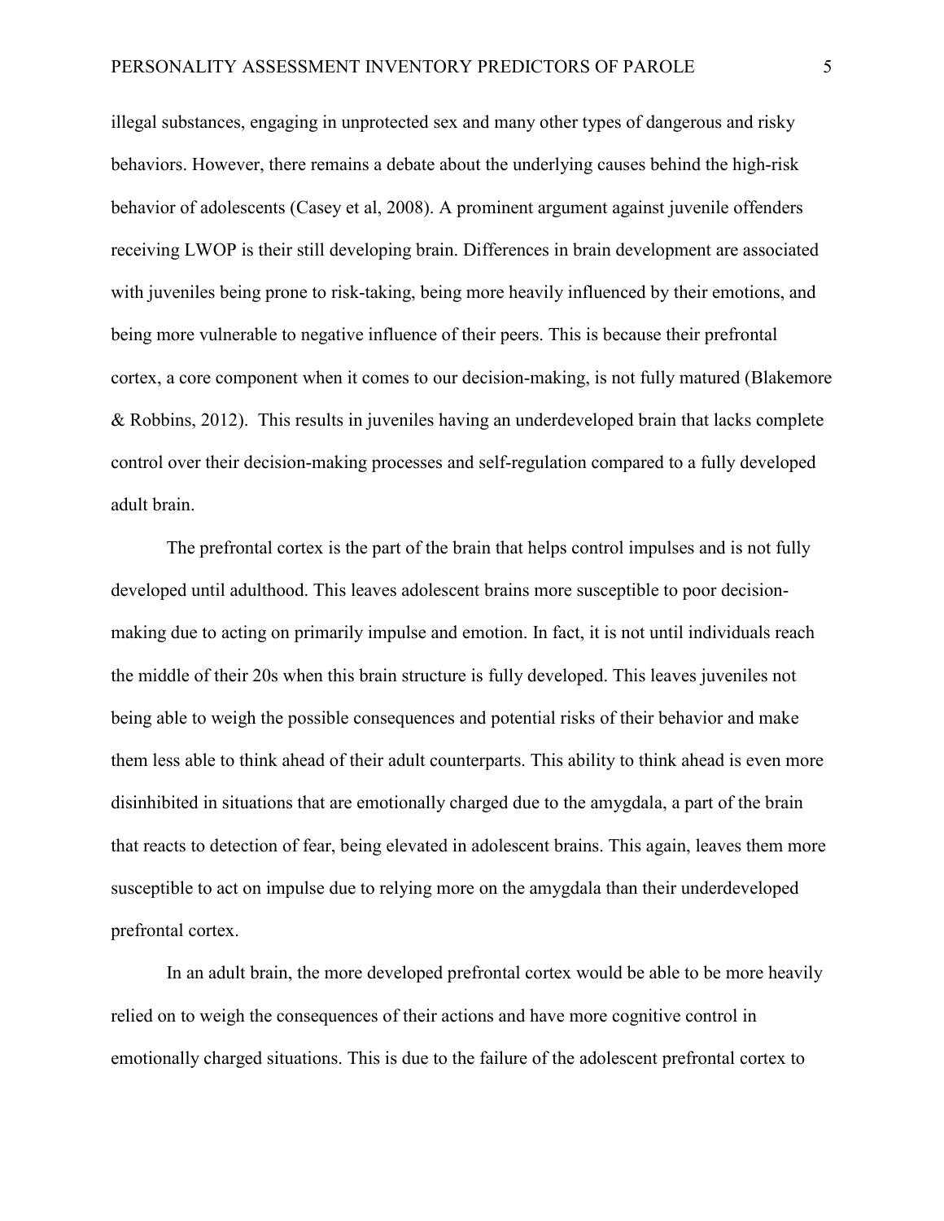illegal substances, engaging in unprotected sex and many other types of dangerous and risky behaviors. However, there remains a debate about the underlying causes behind the high-risk behavior of adolescents (Casey et al, 2008). A prominent argument against juvenile offenders receiving LWOP is their still developing brain. Differences in brain development are associated with juveniles being prone to risk-taking, being more heavily influenced by their emotions, and being more vulnerable to negative influence of their peers. This is because their prefrontal cortex, a core component when it comes to our decision-making, is not fully matured (Blakemore & Robbins, 2012). This results in juveniles having an underdeveloped brain that lacks complete control over their decision-making processes and self-regulation compared to a fully developed adult brain.

The prefrontal cortex is the part of the brain that helps control impulses and is not fully developed until adulthood. This leaves adolescent brains more susceptible to poor decision-making due to acting on primarily impulse and emotion. In fact, it is not until individuals reach the middle of their 20s when this brain structure is fully developed. This leaves juveniles not being able to weigh the possible consequences and potential risks of their behavior and make them less able to think ahead of their adult counterparts. This ability to think ahead is even more disinhibited in situations that are emotionally charged due to the amygdala, a part of the brain that reacts to detection of fear, being elevated in adolescent brains. This again, leaves them more susceptible to act on impulse due to relying more on the amygdala than their underdeveloped prefrontal cortex.

In an adult brain, the more developed prefrontal cortex would be able to be more heavily relied on to weigh the consequences of their actions and have more cognitive control in emotionally charged situations. This is due to the failure of the adolescent prefrontal cortex to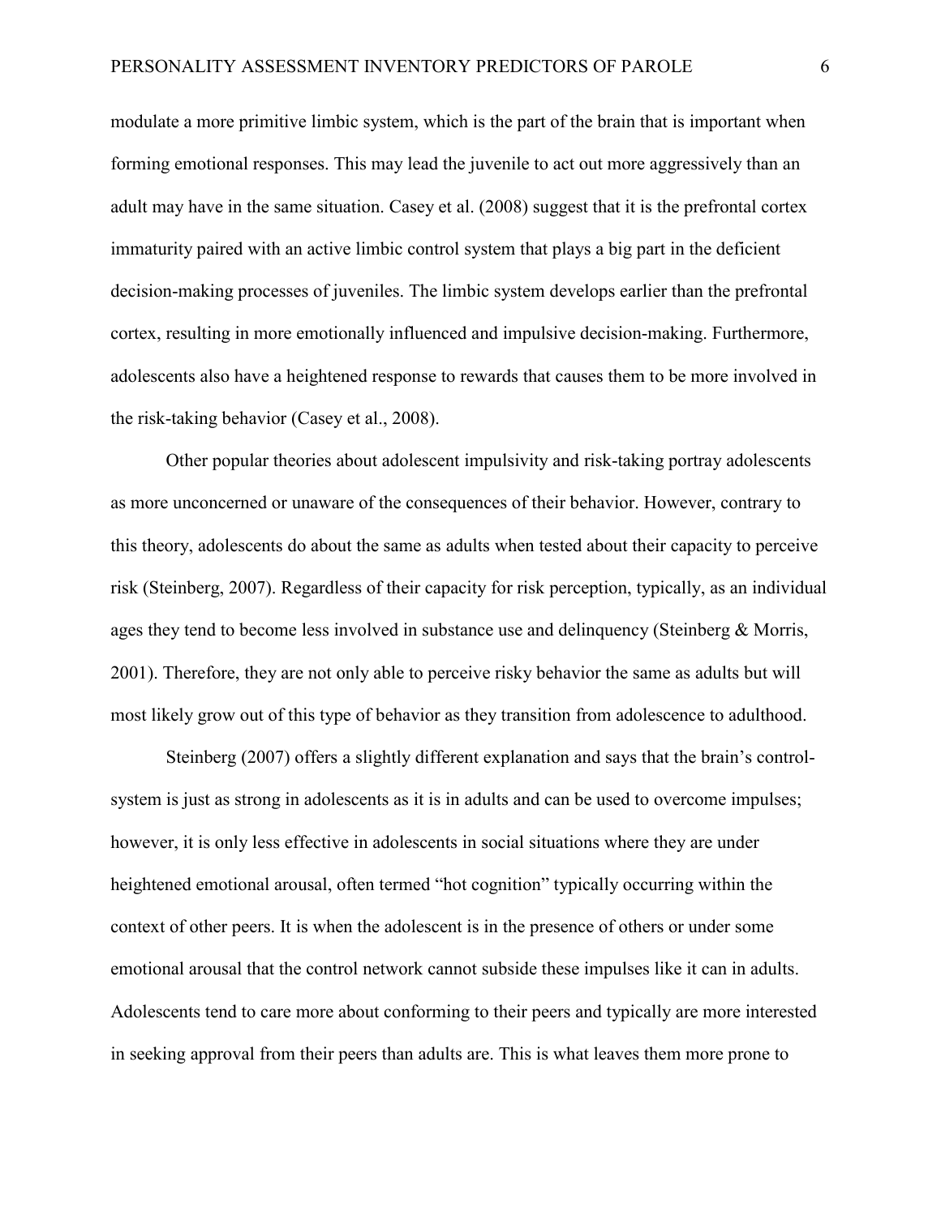modulate a more primitive limbic system, which is the part of the brain that is important when forming emotional responses. This may lead the juvenile to act out more aggressively than an adult may have in the same situation. Casey et al. (2008) suggest that it is the prefrontal cortex immaturity paired with an active limbic control system that plays a big part in the deficient decision-making processes of juveniles. The limbic system develops earlier than the prefrontal cortex, resulting in more emotionally influenced and impulsive decision-making. Furthermore, adolescents also have a heightened response to rewards that causes them to be more involved in the risk-taking behavior (Casey et al., 2008).

Other popular theories about adolescent impulsivity and risk-taking portray adolescents as more unconcerned or unaware of the consequences of their behavior. However, contrary to this theory, adolescents do about the same as adults when tested about their capacity to perceive risk (Steinberg, 2007). Regardless of their capacity for risk perception, typically, as an individual ages they tend to become less involved in substance use and delinquency (Steinberg & Morris, 2001). Therefore, they are not only able to perceive risky behavior the same as adults but will most likely grow out of this type of behavior as they transition from adolescence to adulthood.

Steinberg (2007) offers a slightly different explanation and says that the brain's control-system is just as strong in adolescents as it is in adults and can be used to overcome impulses; however, it is only less effective in adolescents in social situations where they are under heightened emotional arousal, often termed "hot cognition" typically occurring within the context of other peers. It is when the adolescent is in the presence of others or under some emotional arousal that the control network cannot subside these impulses like it can in adults. Adolescents tend to care more about conforming to their peers and typically are more interested in seeking approval from their peers than adults are. This is what leaves them more prone to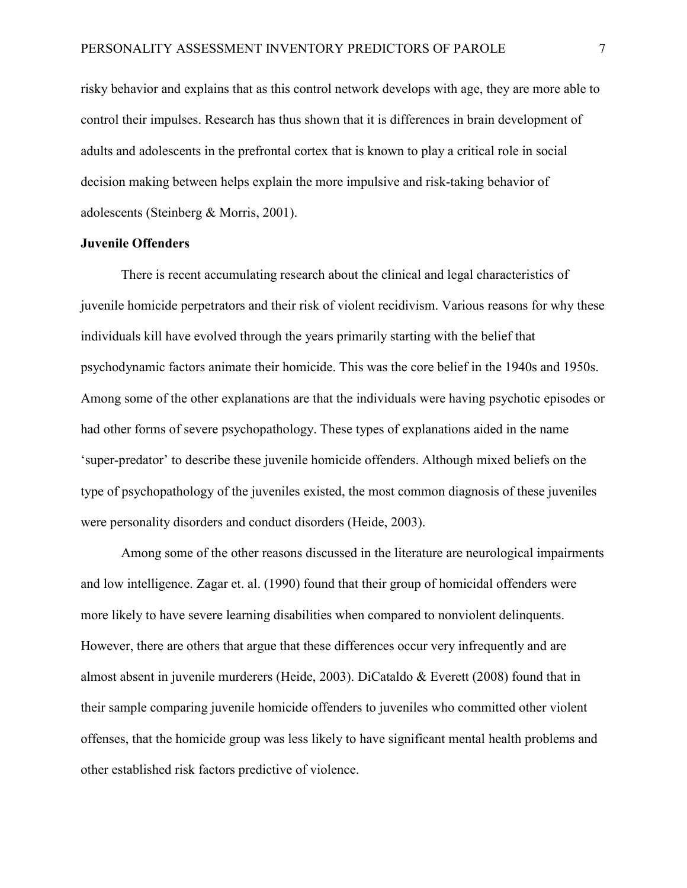risky behavior and explains that as this control network develops with age, they are more able to control their impulses. Research has thus shown that it is differences in brain development of adults and adolescents in the prefrontal cortex that is known to play a critical role in social decision making between helps explain the more impulsive and risk-taking behavior of adolescents (Steinberg & Morris, 2001).

**Juvenile Offenders**

There is recent accumulating research about the clinical and legal characteristics of juvenile homicide perpetrators and their risk of violent recidivism. Various reasons for why these individuals kill have evolved through the years primarily starting with the belief that psychodynamic factors animate their homicide. This was the core belief in the 1940s and 1950s. Among some of the other explanations are that the individuals were having psychotic episodes or had other forms of severe psychopathology. These types of explanations aided in the name 'super-predator' to describe these juvenile homicide offenders. Although mixed beliefs on the type of psychopathology of the juveniles existed, the most common diagnosis of these juveniles were personality disorders and conduct disorders (Heide, 2003).

Among some of the other reasons discussed in the literature are neurological impairments and low intelligence. Zagar et. al. (1990) found that their group of homicidal offenders were more likely to have severe learning disabilities when compared to nonviolent delinquents. However, there are others that argue that these differences occur very infrequently and are almost absent in juvenile murderers (Heide, 2003). DiCataldo & Everett (2008) found that in their sample comparing juvenile homicide offenders to juveniles who committed other violent offenses, that the homicide group was less likely to have significant mental health problems and other established risk factors predictive of violence.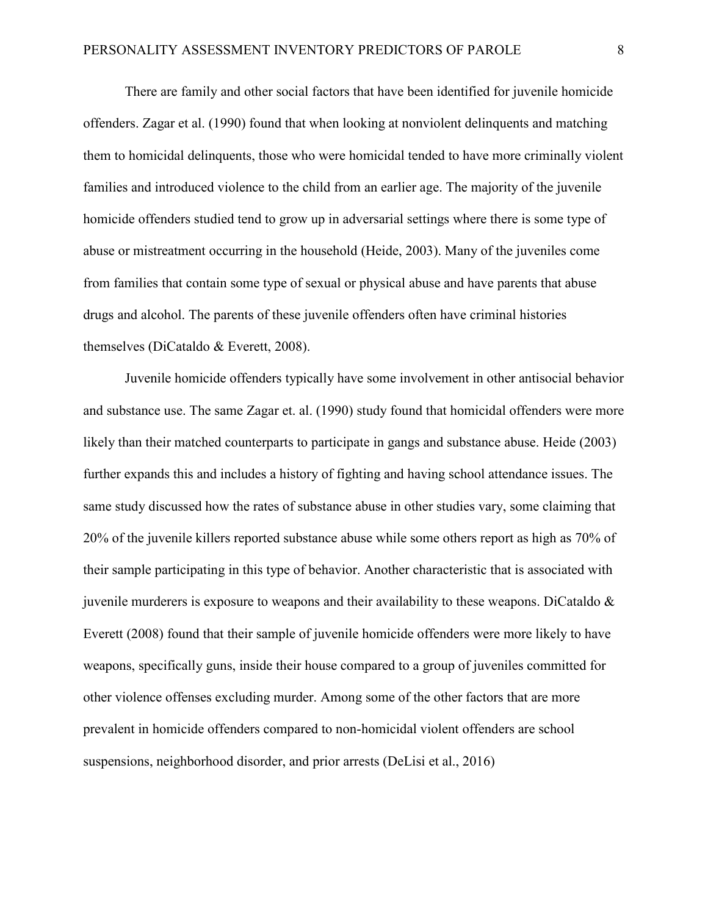There are family and other social factors that have been identified for juvenile homicide offenders. Zagar et al. (1990) found that when looking at nonviolent delinquents and matching them to homicidal delinquents, those who were homicidal tended to have more criminally violent families and introduced violence to the child from an earlier age. The majority of the juvenile homicide offenders studied tend to grow up in adversarial settings where there is some type of abuse or mistreatment occurring in the household (Heide, 2003). Many of the juveniles come from families that contain some type of sexual or physical abuse and have parents that abuse drugs and alcohol. The parents of these juvenile offenders often have criminal histories themselves (DiCataldo & Everett, 2008).

Juvenile homicide offenders typically have some involvement in other antisocial behavior and substance use. The same Zagar et. al. (1990) study found that homicidal offenders were more likely than their matched counterparts to participate in gangs and substance abuse. Heide (2003) further expands this and includes a history of fighting and having school attendance issues. The same study discussed how the rates of substance abuse in other studies vary, some claiming that 20% of the juvenile killers reported substance abuse while some others report as high as 70% of their sample participating in this type of behavior. Another characteristic that is associated with juvenile murderers is exposure to weapons and their availability to these weapons. DiCataldo & Everett (2008) found that their sample of juvenile homicide offenders were more likely to have weapons, specifically guns, inside their house compared to a group of juveniles committed for other violence offenses excluding murder. Among some of the other factors that are more prevalent in homicide offenders compared to non-homicidal violent offenders are school suspensions, neighborhood disorder, and prior arrests (DeLisi et al., 2016)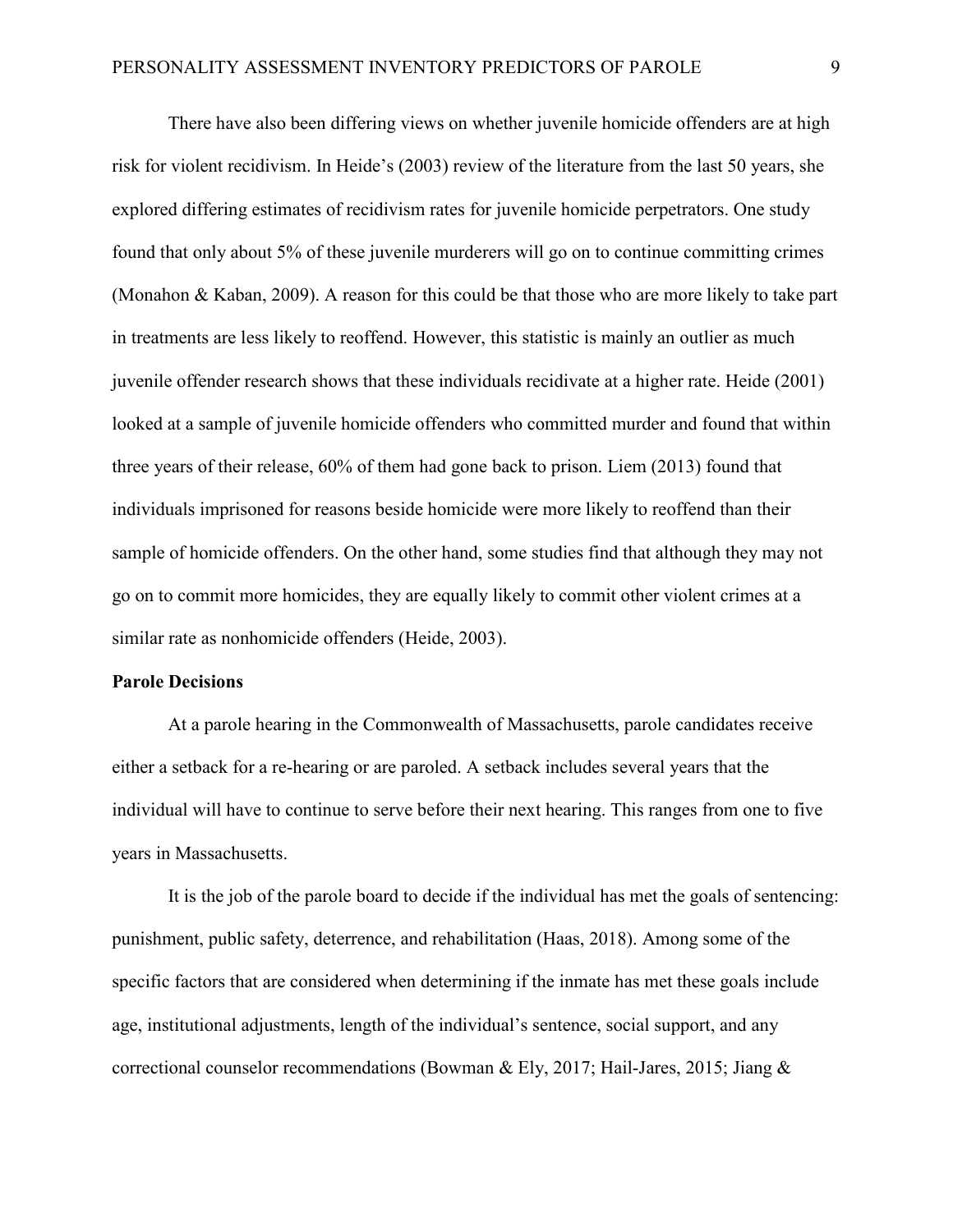There have also been differing views on whether juvenile homicide offenders are at high risk for violent recidivism. In Heide's (2003) review of the literature from the last 50 years, she explored differing estimates of recidivism rates for juvenile homicide perpetrators. One study found that only about 5% of these juvenile murderers will go on to continue committing crimes (Monahon & Kaban, 2009). A reason for this could be that those who are more likely to take part in treatments are less likely to reoffend. However, this statistic is mainly an outlier as much juvenile offender research shows that these individuals recidivate at a higher rate. Heide (2001) looked at a sample of juvenile homicide offenders who committed murder and found that within three years of their release, 60% of them had gone back to prison. Liem (2013) found that individuals imprisoned for reasons beside homicide were more likely to reoffend than their sample of homicide offenders. On the other hand, some studies find that although they may not go on to commit more homicides, they are equally likely to commit other violent crimes at a similar rate as nonhomicide offenders (Heide, 2003).

**Parole Decisions**

At a parole hearing in the Commonwealth of Massachusetts, parole candidates receive either a setback for a re-hearing or are paroled. A setback includes several years that the individual will have to continue to serve before their next hearing. This ranges from one to five years in Massachusetts.

It is the job of the parole board to decide if the individual has met the goals of sentencing: punishment, public safety, deterrence, and rehabilitation (Haas, 2018). Among some of the specific factors that are considered when determining if the inmate has met these goals include age, institutional adjustments, length of the individual's sentence, social support, and any correctional counselor recommendations (Bowman & Ely, 2017; Hail-Jares, 2015; Jiang &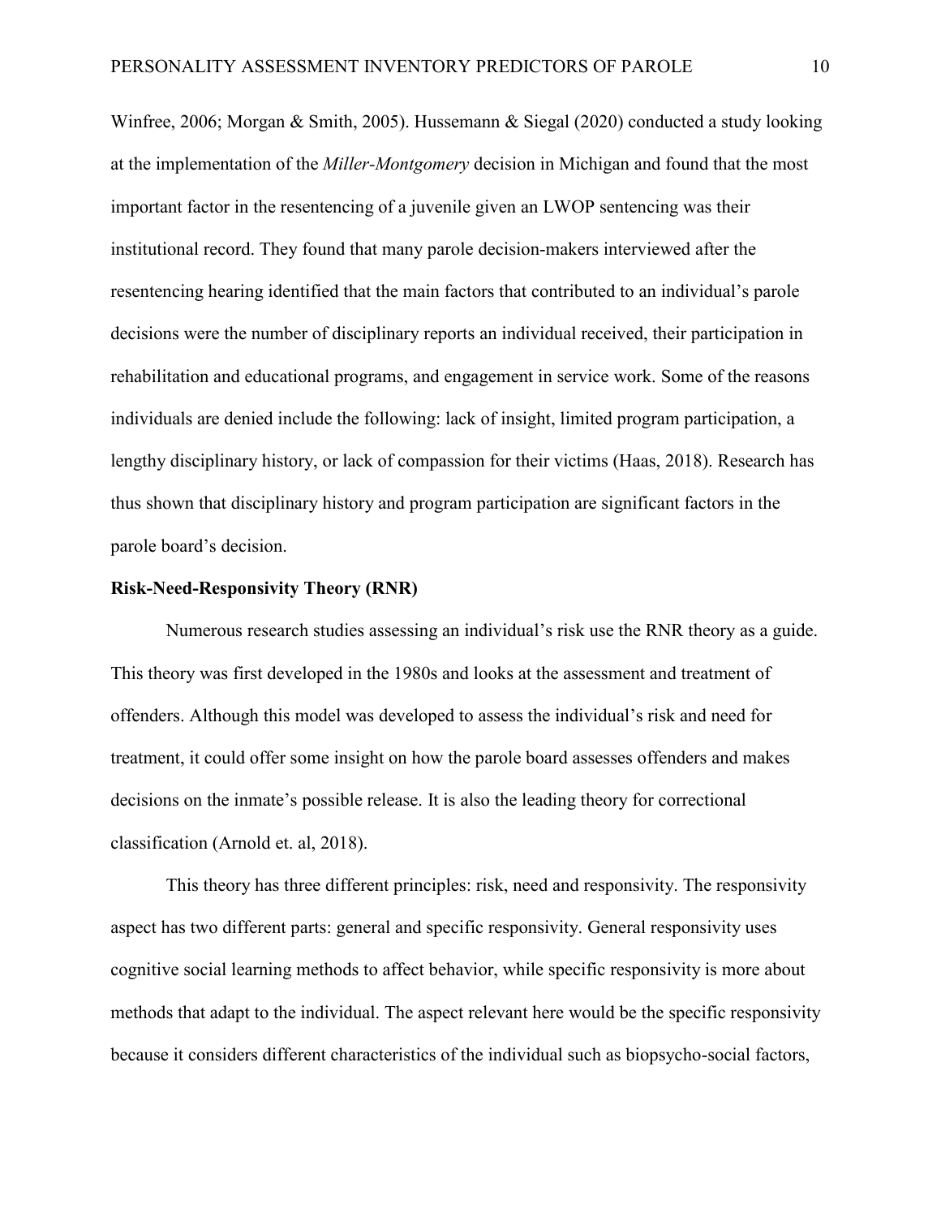Winfree, 2006; Morgan & Smith, 2005). Hussemann & Siegal (2020) conducted a study looking at the implementation of the *Miller-Montgomery* decision in Michigan and found that the most important factor in the resentencing of a juvenile given an LWOP sentencing was their institutional record. They found that many parole decision-makers interviewed after the resentencing hearing identified that the main factors that contributed to an individual's parole decisions were the number of disciplinary reports an individual received, their participation in rehabilitation and educational programs, and engagement in service work. Some of the reasons individuals are denied include the following: lack of insight, limited program participation, a lengthy disciplinary history, or lack of compassion for their victims (Haas, 2018). Research has thus shown that disciplinary history and program participation are significant factors in the parole board's decision.

**Risk-Need-Responsivity Theory (RNR)**

Numerous research studies assessing an individual's risk use the RNR theory as a guide. This theory was first developed in the 1980s and looks at the assessment and treatment of offenders. Although this model was developed to assess the individual's risk and need for treatment, it could offer some insight on how the parole board assesses offenders and makes decisions on the inmate's possible release. It is also the leading theory for correctional classification (Arnold et. al, 2018).

This theory has three different principles: risk, need and responsivity. The responsivity aspect has two different parts: general and specific responsivity. General responsivity uses cognitive social learning methods to affect behavior, while specific responsivity is more about methods that adapt to the individual. The aspect relevant here would be the specific responsivity because it considers different characteristics of the individual such as biopsycho-social factors,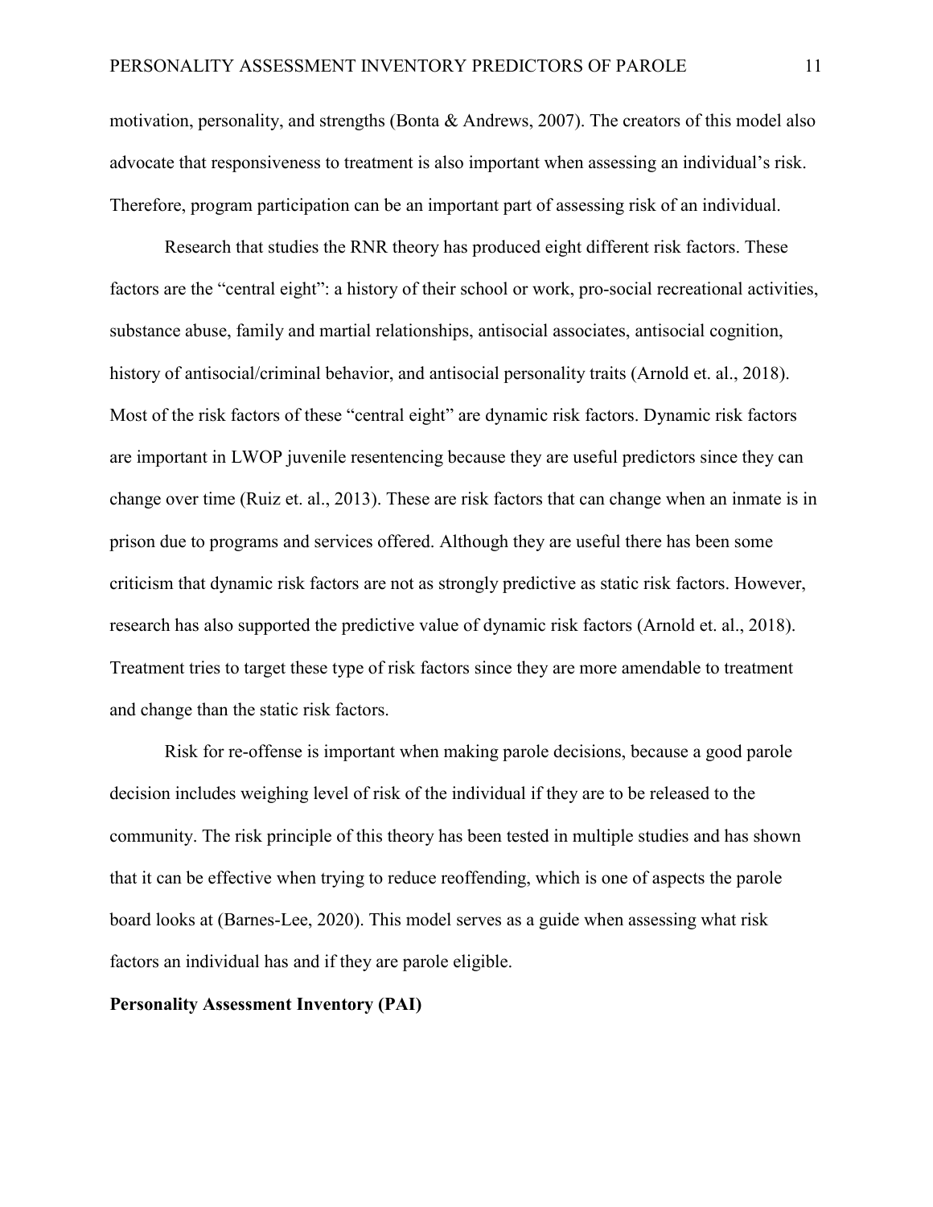motivation, personality, and strengths (Bonta & Andrews, 2007). The creators of this model also advocate that responsiveness to treatment is also important when assessing an individual's risk. Therefore, program participation can be an important part of assessing risk of an individual.

Research that studies the RNR theory has produced eight different risk factors. These factors are the "central eight": a history of their school or work, pro-social recreational activities, substance abuse, family and martial relationships, antisocial associates, antisocial cognition, history of antisocial/criminal behavior, and antisocial personality traits (Arnold et. al., 2018). Most of the risk factors of these "central eight" are dynamic risk factors. Dynamic risk factors are important in LWOP juvenile resentencing because they are useful predictors since they can change over time (Ruiz et. al., 2013). These are risk factors that can change when an inmate is in prison due to programs and services offered. Although they are useful there has been some criticism that dynamic risk factors are not as strongly predictive as static risk factors. However, research has also supported the predictive value of dynamic risk factors (Arnold et. al., 2018). Treatment tries to target these type of risk factors since they are more amendable to treatment and change than the static risk factors.

Risk for re-offense is important when making parole decisions, because a good parole decision includes weighing level of risk of the individual if they are to be released to the community. The risk principle of this theory has been tested in multiple studies and has shown that it can be effective when trying to reduce reoffending, which is one of aspects the parole board looks at (Barnes-Lee, 2020). This model serves as a guide when assessing what risk factors an individual has and if they are parole eligible.

**Personality Assessment Inventory (PAI)**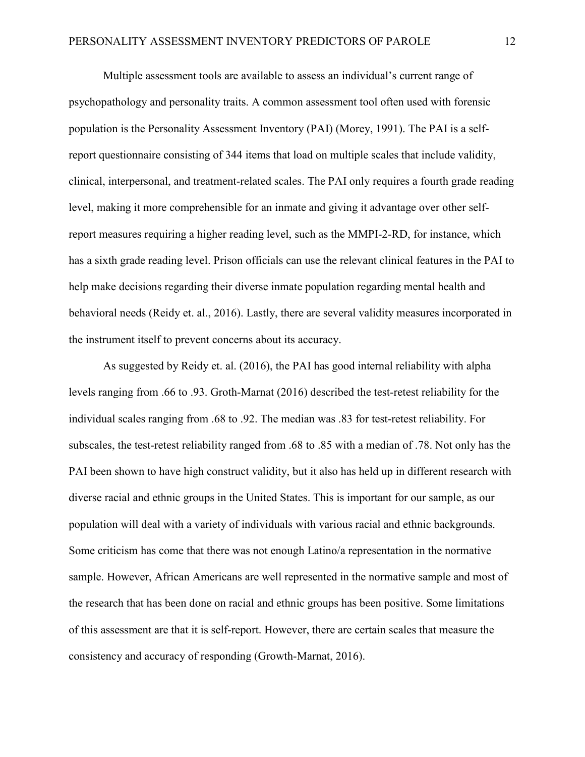Multiple assessment tools are available to assess an individual's current range of psychopathology and personality traits. A common assessment tool often used with forensic population is the Personality Assessment Inventory (PAI) (Morey, 1991). The PAI is a self-report questionnaire consisting of 344 items that load on multiple scales that include validity, clinical, interpersonal, and treatment-related scales. The PAI only requires a fourth grade reading level, making it more comprehensible for an inmate and giving it advantage over other self-report measures requiring a higher reading level, such as the MMPI-2-RD, for instance, which has a sixth grade reading level. Prison officials can use the relevant clinical features in the PAI to help make decisions regarding their diverse inmate population regarding mental health and behavioral needs (Reidy et. al., 2016). Lastly, there are several validity measures incorporated in the instrument itself to prevent concerns about its accuracy.

As suggested by Reidy et. al. (2016), the PAI has good internal reliability with alpha levels ranging from .66 to .93. Groth-Marnat (2016) described the test-retest reliability for the individual scales ranging from .68 to .92. The median was .83 for test-retest reliability. For subscales, the test-retest reliability ranged from .68 to .85 with a median of .78. Not only has the PAI been shown to have high construct validity, but it also has held up in different research with diverse racial and ethnic groups in the United States. This is important for our sample, as our population will deal with a variety of individuals with various racial and ethnic backgrounds. Some criticism has come that there was not enough Latino/a representation in the normative sample. However, African Americans are well represented in the normative sample and most of the research that has been done on racial and ethnic groups has been positive. Some limitations of this assessment are that it is self-report. However, there are certain scales that measure the consistency and accuracy of responding (Growth-Marnat, 2016).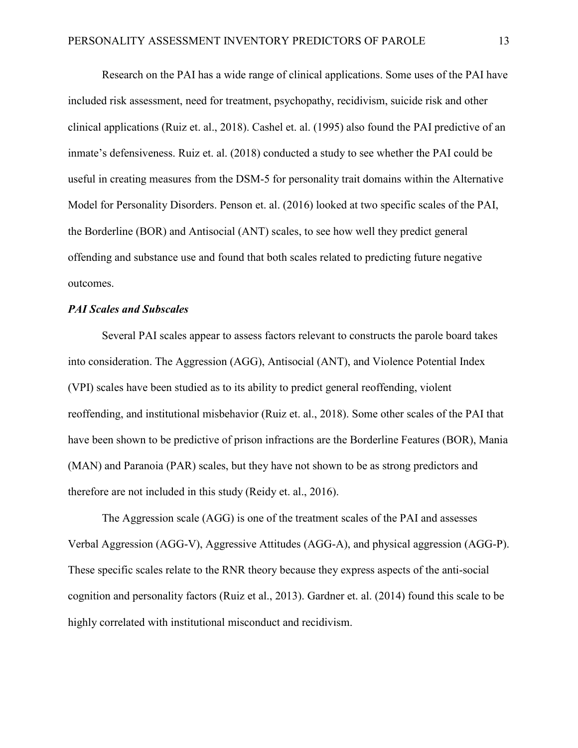Research on the PAI has a wide range of clinical applications. Some uses of the PAI have included risk assessment, need for treatment, psychopathy, recidivism, suicide risk and other clinical applications (Ruiz et. al., 2018). Cashel et. al. (1995) also found the PAI predictive of an inmate's defensiveness. Ruiz et. al. (2018) conducted a study to see whether the PAI could be useful in creating measures from the DSM-5 for personality trait domains within the Alternative Model for Personality Disorders. Penson et. al. (2016) looked at two specific scales of the PAI, the Borderline (BOR) and Antisocial (ANT) scales, to see how well they predict general offending and substance use and found that both scales related to predicting future negative outcomes.

### *PAI Scales and Subscales*

Several PAI scales appear to assess factors relevant to constructs the parole board takes into consideration. The Aggression (AGG), Antisocial (ANT), and Violence Potential Index (VPI) scales have been studied as to its ability to predict general reoffending, violent reoffending, and institutional misbehavior (Ruiz et. al., 2018). Some other scales of the PAI that have been shown to be predictive of prison infractions are the Borderline Features (BOR), Mania (MAN) and Paranoia (PAR) scales, but they have not shown to be as strong predictors and therefore are not included in this study (Reidy et. al., 2016).

The Aggression scale (AGG) is one of the treatment scales of the PAI and assesses Verbal Aggression (AGG-V), Aggressive Attitudes (AGG-A), and physical aggression (AGG-P). These specific scales relate to the RNR theory because they express aspects of the anti-social cognition and personality factors (Ruiz et al., 2013). Gardner et. al. (2014) found this scale to be highly correlated with institutional misconduct and recidivism.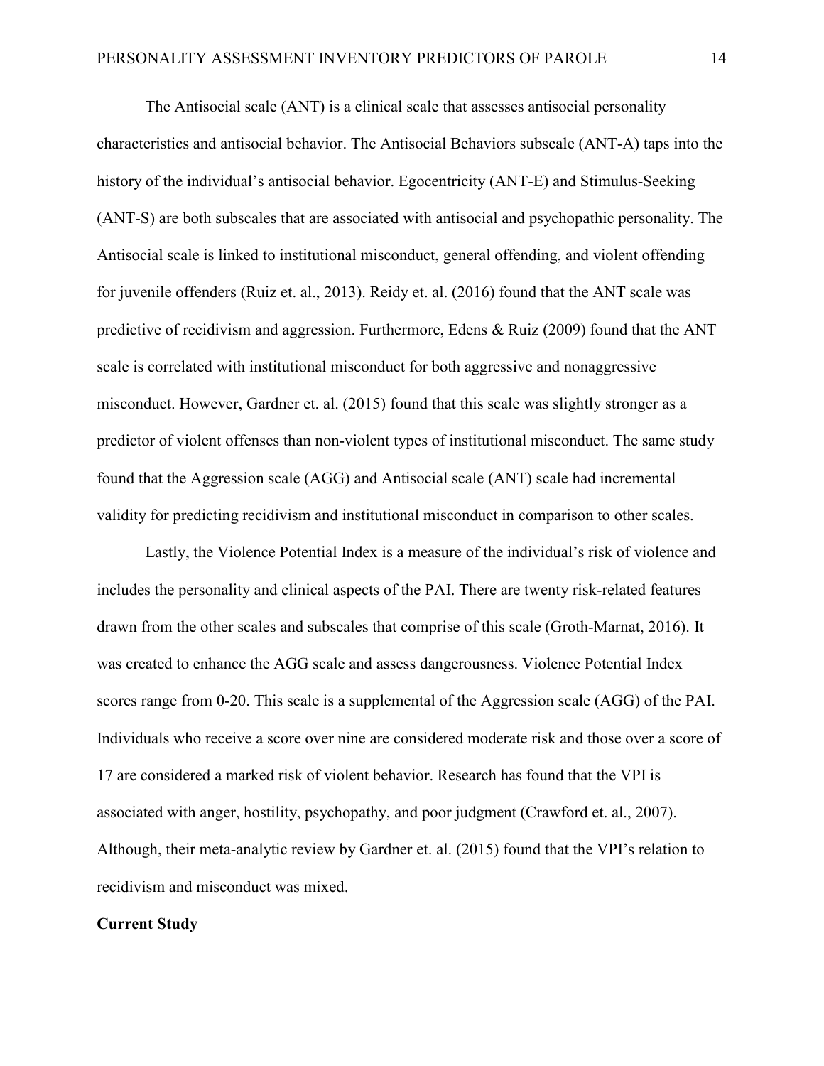The Antisocial scale (ANT) is a clinical scale that assesses antisocial personality characteristics and antisocial behavior. The Antisocial Behaviors subscale (ANT-A) taps into the history of the individual's antisocial behavior. Egocentricity (ANT-E) and Stimulus-Seeking (ANT-S) are both subscales that are associated with antisocial and psychopathic personality. The Antisocial scale is linked to institutional misconduct, general offending, and violent offending for juvenile offenders (Ruiz et. al., 2013). Reidy et. al. (2016) found that the ANT scale was predictive of recidivism and aggression. Furthermore, Edens & Ruiz (2009) found that the ANT scale is correlated with institutional misconduct for both aggressive and nonaggressive misconduct. However, Gardner et. al. (2015) found that this scale was slightly stronger as a predictor of violent offenses than non-violent types of institutional misconduct. The same study found that the Aggression scale (AGG) and Antisocial scale (ANT) scale had incremental validity for predicting recidivism and institutional misconduct in comparison to other scales.

Lastly, the Violence Potential Index is a measure of the individual's risk of violence and includes the personality and clinical aspects of the PAI. There are twenty risk-related features drawn from the other scales and subscales that comprise of this scale (Groth-Marnat, 2016). It was created to enhance the AGG scale and assess dangerousness. Violence Potential Index scores range from 0-20. This scale is a supplemental of the Aggression scale (AGG) of the PAI. Individuals who receive a score over nine are considered moderate risk and those over a score of 17 are considered a marked risk of violent behavior. Research has found that the VPI is associated with anger, hostility, psychopathy, and poor judgment (Crawford et. al., 2007). Although, their meta-analytic review by Gardner et. al. (2015) found that the VPI's relation to recidivism and misconduct was mixed.

**Current Study**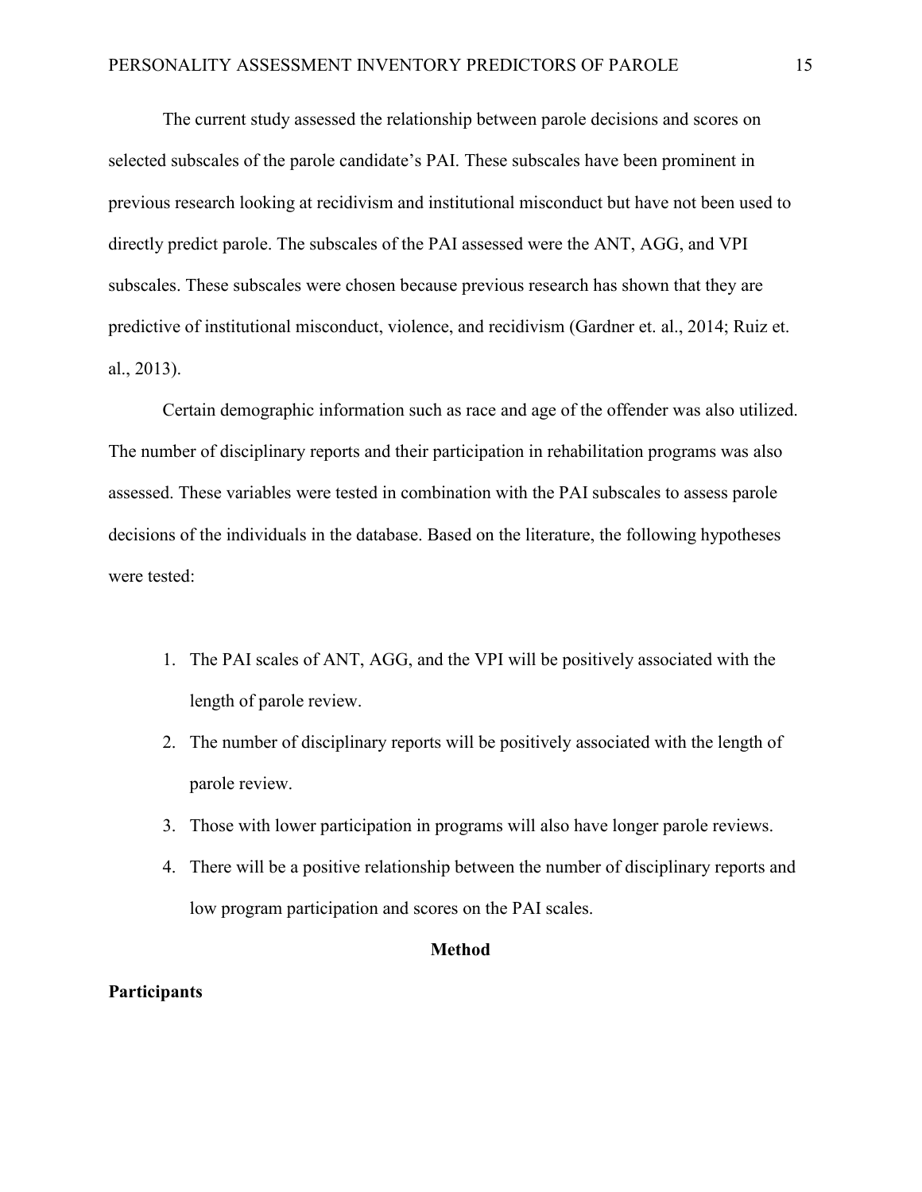The current study assessed the relationship between parole decisions and scores on selected subscales of the parole candidate's PAI. These subscales have been prominent in previous research looking at recidivism and institutional misconduct but have not been used to directly predict parole. The subscales of the PAI assessed were the ANT, AGG, and VPI subscales. These subscales were chosen because previous research has shown that they are predictive of institutional misconduct, violence, and recidivism (Gardner et. al., 2014; Ruiz et. al., 2013).

Certain demographic information such as race and age of the offender was also utilized. The number of disciplinary reports and their participation in rehabilitation programs was also assessed. These variables were tested in combination with the PAI subscales to assess parole decisions of the individuals in the database. Based on the literature, the following hypotheses were tested:

1. The PAI scales of ANT, AGG, and the VPI will be positively associated with the length of parole review.
2. The number of disciplinary reports will be positively associated with the length of parole review.
3. Those with lower participation in programs will also have longer parole reviews.
4. There will be a positive relationship between the number of disciplinary reports and low program participation and scores on the PAI scales.

## Method

### Participants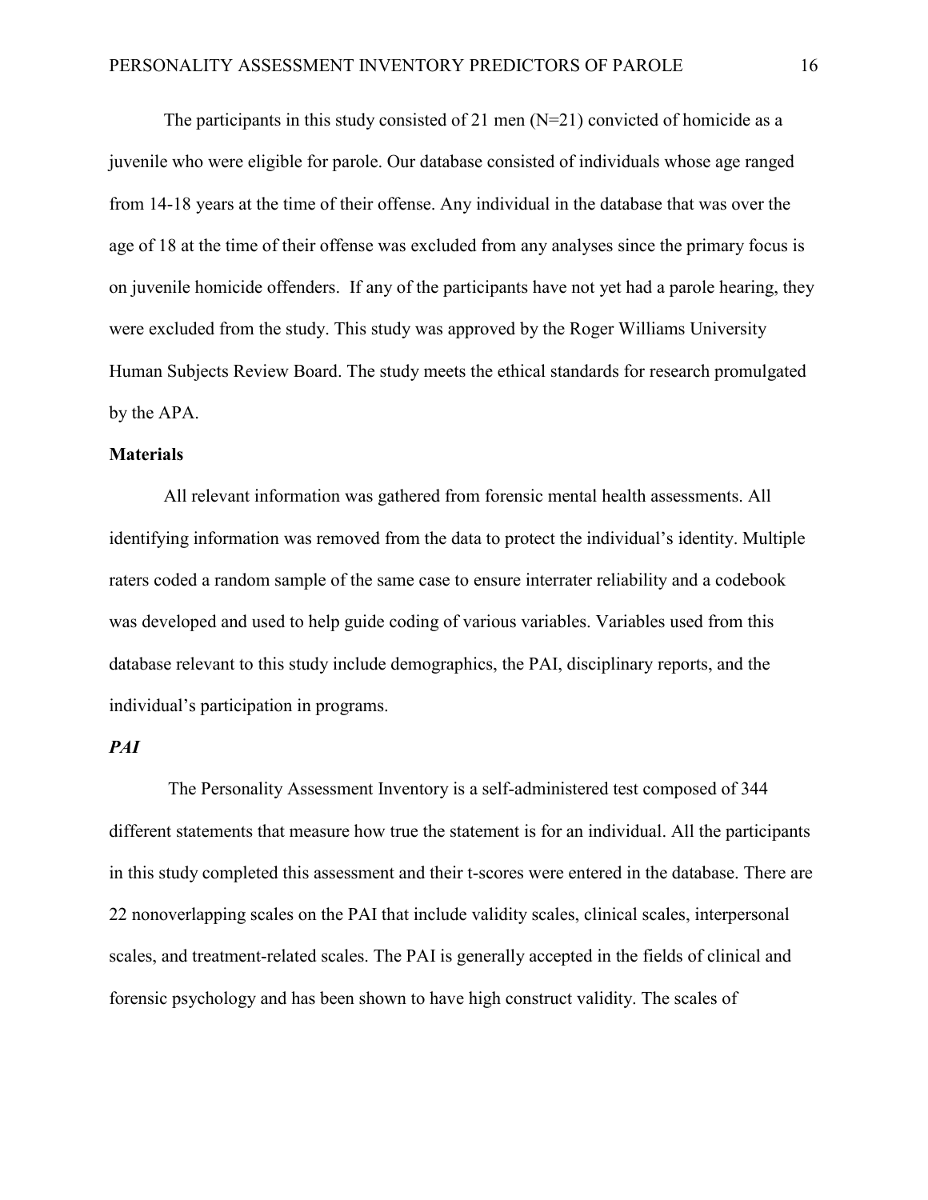The participants in this study consisted of 21 men (N=21) convicted of homicide as a juvenile who were eligible for parole. Our database consisted of individuals whose age ranged from 14-18 years at the time of their offense. Any individual in the database that was over the age of 18 at the time of their offense was excluded from any analyses since the primary focus is on juvenile homicide offenders.  If any of the participants have not yet had a parole hearing, they were excluded from the study. This study was approved by the Roger Williams University Human Subjects Review Board. The study meets the ethical standards for research promulgated by the APA.

**Materials**

All relevant information was gathered from forensic mental health assessments. All identifying information was removed from the data to protect the individual's identity. Multiple raters coded a random sample of the same case to ensure interrater reliability and a codebook was developed and used to help guide coding of various variables. Variables used from this database relevant to this study include demographics, the PAI, disciplinary reports, and the individual's participation in programs.

***PAI***

The Personality Assessment Inventory is a self-administered test composed of 344 different statements that measure how true the statement is for an individual. All the participants in this study completed this assessment and their t-scores were entered in the database. There are 22 nonoverlapping scales on the PAI that include validity scales, clinical scales, interpersonal scales, and treatment-related scales. The PAI is generally accepted in the fields of clinical and forensic psychology and has been shown to have high construct validity. The scales of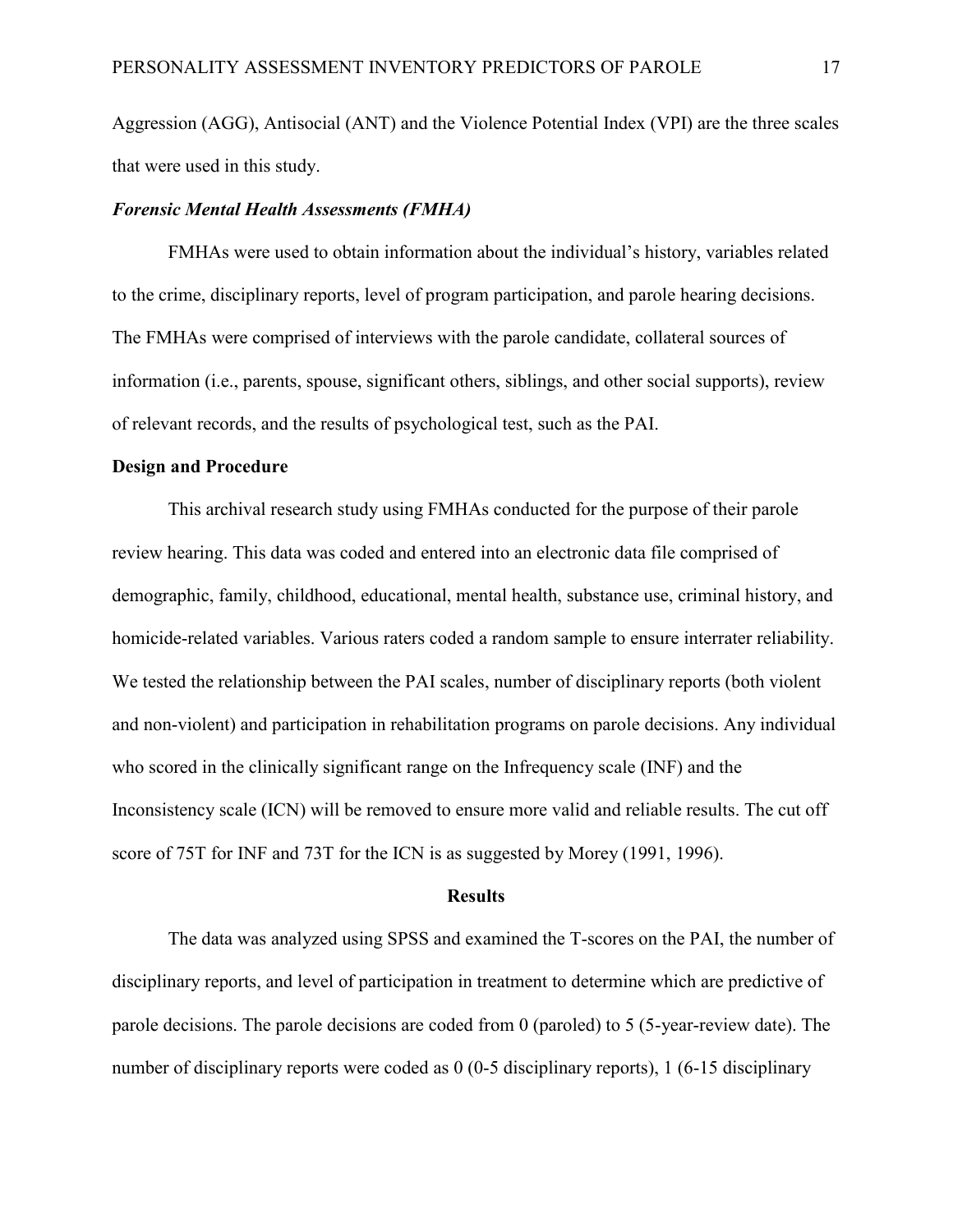Aggression (AGG), Antisocial (ANT) and the Violence Potential Index (VPI) are the three scales that were used in this study.

***Forensic Mental Health Assessments (FMHA)***

FMHAs were used to obtain information about the individual's history, variables related to the crime, disciplinary reports, level of program participation, and parole hearing decisions. The FMHAs were comprised of interviews with the parole candidate, collateral sources of information (i.e., parents, spouse, significant others, siblings, and other social supports), review of relevant records, and the results of psychological test, such as the PAI.

**Design and Procedure**

This archival research study using FMHAs conducted for the purpose of their parole review hearing. This data was coded and entered into an electronic data file comprised of demographic, family, childhood, educational, mental health, substance use, criminal history, and homicide-related variables. Various raters coded a random sample to ensure interrater reliability. We tested the relationship between the PAI scales, number of disciplinary reports (both violent and non-violent) and participation in rehabilitation programs on parole decisions. Any individual who scored in the clinically significant range on the Infrequency scale (INF) and the Inconsistency scale (ICN) will be removed to ensure more valid and reliable results. The cut off score of 75T for INF and 73T for the ICN is as suggested by Morey (1991, 1996).

## Results

The data was analyzed using SPSS and examined the T-scores on the PAI, the number of disciplinary reports, and level of participation in treatment to determine which are predictive of parole decisions. The parole decisions are coded from 0 (paroled) to 5 (5-year-review date). The number of disciplinary reports were coded as 0 (0-5 disciplinary reports), 1 (6-15 disciplinary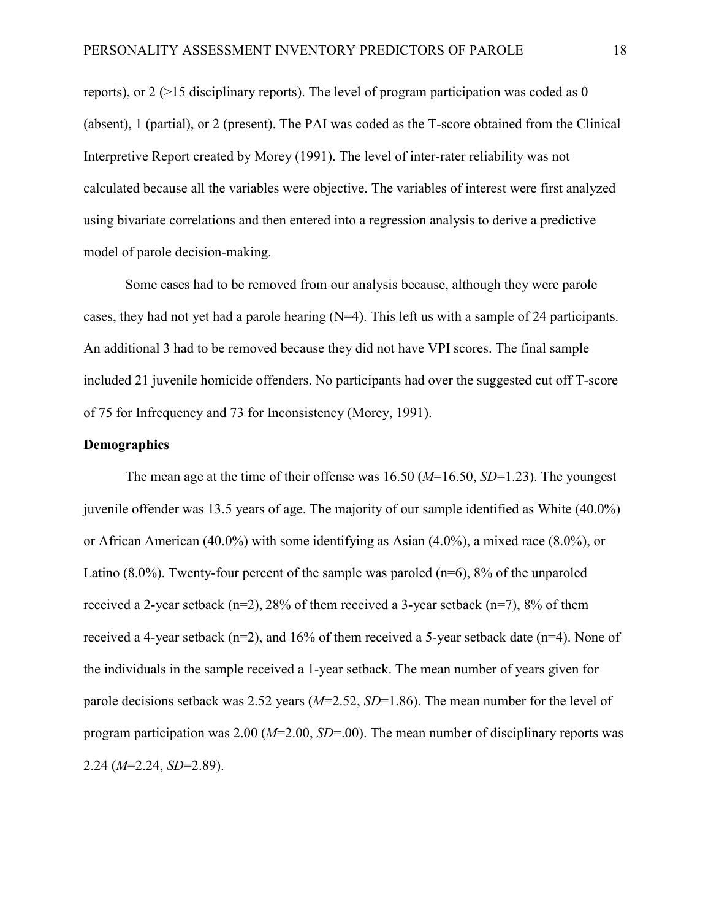reports), or 2 (>15 disciplinary reports). The level of program participation was coded as 0 (absent), 1 (partial), or 2 (present). The PAI was coded as the T-score obtained from the Clinical Interpretive Report created by Morey (1991). The level of inter-rater reliability was not calculated because all the variables were objective. The variables of interest were first analyzed using bivariate correlations and then entered into a regression analysis to derive a predictive model of parole decision-making.

Some cases had to be removed from our analysis because, although they were parole cases, they had not yet had a parole hearing (N=4). This left us with a sample of 24 participants. An additional 3 had to be removed because they did not have VPI scores. The final sample included 21 juvenile homicide offenders. No participants had over the suggested cut off T-score of 75 for Infrequency and 73 for Inconsistency (Morey, 1991).

**Demographics**

The mean age at the time of their offense was 16.50 ($M$=16.50, $SD$=1.23). The youngest juvenile offender was 13.5 years of age. The majority of our sample identified as White (40.0%) or African American (40.0%) with some identifying as Asian (4.0%), a mixed race (8.0%), or Latino (8.0%). Twenty-four percent of the sample was paroled (n=6), 8% of the unparoled received a 2-year setback (n=2), 28% of them received a 3-year setback (n=7), 8% of them received a 4-year setback (n=2), and 16% of them received a 5-year setback date (n=4). None of the individuals in the sample received a 1-year setback. The mean number of years given for parole decisions setback was 2.52 years ($M$=2.52, $SD$=1.86). The mean number for the level of program participation was 2.00 ($M$=2.00, $SD$=.00). The mean number of disciplinary reports was 2.24 ($M$=2.24, $SD$=2.89).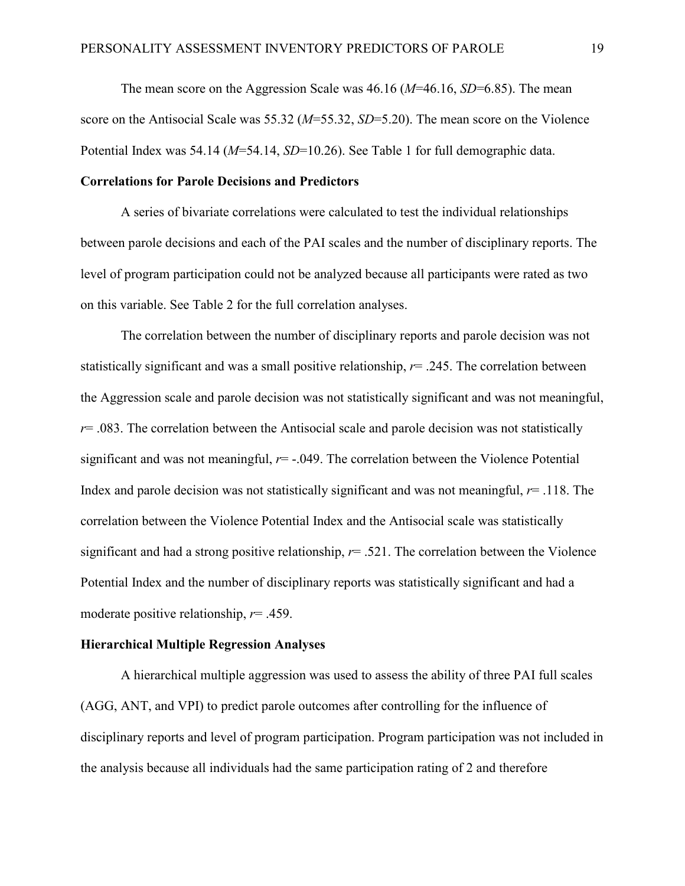The mean score on the Aggression Scale was 46.16 ($M$=46.16, $SD$=6.85). The mean score on the Antisocial Scale was 55.32 ($M$=55.32, $SD$=5.20). The mean score on the Violence Potential Index was 54.14 ($M$=54.14, $SD$=10.26). See Table 1 for full demographic data.

**Correlations for Parole Decisions and Predictors**

A series of bivariate correlations were calculated to test the individual relationships between parole decisions and each of the PAI scales and the number of disciplinary reports. The level of program participation could not be analyzed because all participants were rated as two on this variable. See Table 2 for the full correlation analyses.

The correlation between the number of disciplinary reports and parole decision was not statistically significant and was a small positive relationship, $r$= .245. The correlation between the Aggression scale and parole decision was not statistically significant and was not meaningful, $r$= .083. The correlation between the Antisocial scale and parole decision was not statistically significant and was not meaningful, $r$= -.049. The correlation between the Violence Potential Index and parole decision was not statistically significant and was not meaningful, $r$= .118. The correlation between the Violence Potential Index and the Antisocial scale was statistically significant and had a strong positive relationship, $r$= .521. The correlation between the Violence Potential Index and the number of disciplinary reports was statistically significant and had a moderate positive relationship, $r$= .459.

**Hierarchical Multiple Regression Analyses**

A hierarchical multiple aggression was used to assess the ability of three PAI full scales (AGG, ANT, and VPI) to predict parole outcomes after controlling for the influence of disciplinary reports and level of program participation. Program participation was not included in the analysis because all individuals had the same participation rating of 2 and therefore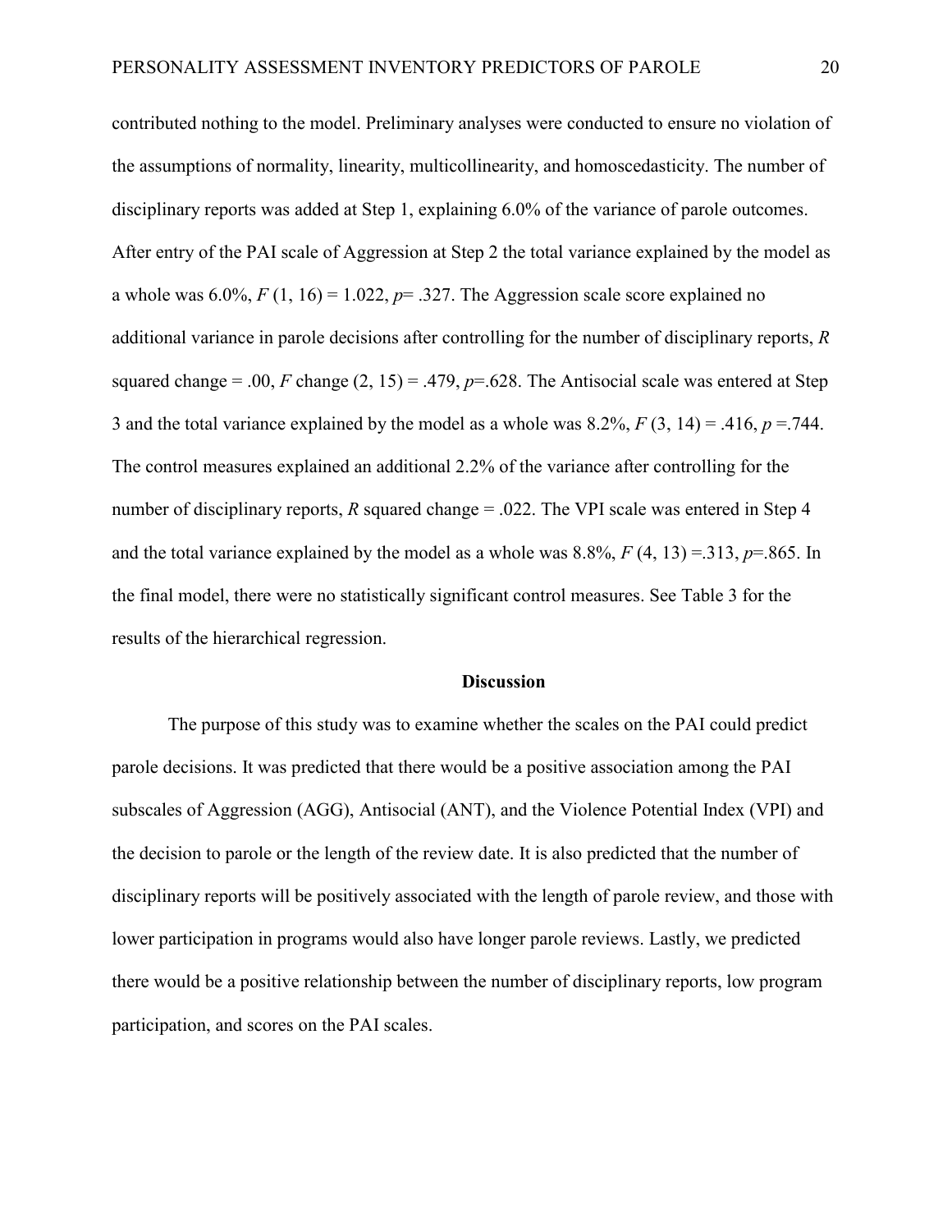contributed nothing to the model. Preliminary analyses were conducted to ensure no violation of the assumptions of normality, linearity, multicollinearity, and homoscedasticity. The number of disciplinary reports was added at Step 1, explaining 6.0% of the variance of parole outcomes. After entry of the PAI scale of Aggression at Step 2 the total variance explained by the model as a whole was 6.0%, $F$ (1, 16) = 1.022, $p$= .327. The Aggression scale score explained no additional variance in parole decisions after controlling for the number of disciplinary reports, $R$ squared change = .00, $F$ change (2, 15) = .479, $p$=.628. The Antisocial scale was entered at Step 3 and the total variance explained by the model as a whole was 8.2%, $F$ (3, 14) = .416, $p$ =.744. The control measures explained an additional 2.2% of the variance after controlling for the number of disciplinary reports, $R$ squared change = .022. The VPI scale was entered in Step 4 and the total variance explained by the model as a whole was 8.8%, $F$ (4, 13) =.313, $p$=.865. In the final model, there were no statistically significant control measures. See Table 3 for the results of the hierarchical regression.

## Discussion

The purpose of this study was to examine whether the scales on the PAI could predict parole decisions. It was predicted that there would be a positive association among the PAI subscales of Aggression (AGG), Antisocial (ANT), and the Violence Potential Index (VPI) and the decision to parole or the length of the review date. It is also predicted that the number of disciplinary reports will be positively associated with the length of parole review, and those with lower participation in programs would also have longer parole reviews. Lastly, we predicted there would be a positive relationship between the number of disciplinary reports, low program participation, and scores on the PAI scales.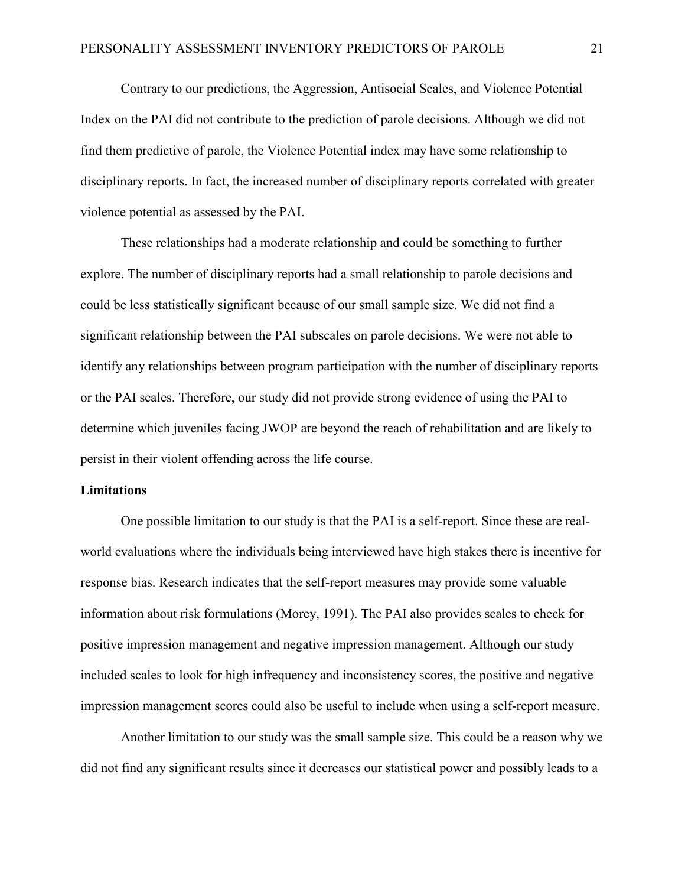Contrary to our predictions, the Aggression, Antisocial Scales, and Violence Potential Index on the PAI did not contribute to the prediction of parole decisions. Although we did not find them predictive of parole, the Violence Potential index may have some relationship to disciplinary reports. In fact, the increased number of disciplinary reports correlated with greater violence potential as assessed by the PAI.

These relationships had a moderate relationship and could be something to further explore. The number of disciplinary reports had a small relationship to parole decisions and could be less statistically significant because of our small sample size. We did not find a significant relationship between the PAI subscales on parole decisions. We were not able to identify any relationships between program participation with the number of disciplinary reports or the PAI scales. Therefore, our study did not provide strong evidence of using the PAI to determine which juveniles facing JWOP are beyond the reach of rehabilitation and are likely to persist in their violent offending across the life course.

**Limitations**

One possible limitation to our study is that the PAI is a self-report. Since these are real-world evaluations where the individuals being interviewed have high stakes there is incentive for response bias. Research indicates that the self-report measures may provide some valuable information about risk formulations (Morey, 1991). The PAI also provides scales to check for positive impression management and negative impression management. Although our study included scales to look for high infrequency and inconsistency scores, the positive and negative impression management scores could also be useful to include when using a self-report measure.

Another limitation to our study was the small sample size. This could be a reason why we did not find any significant results since it decreases our statistical power and possibly leads to a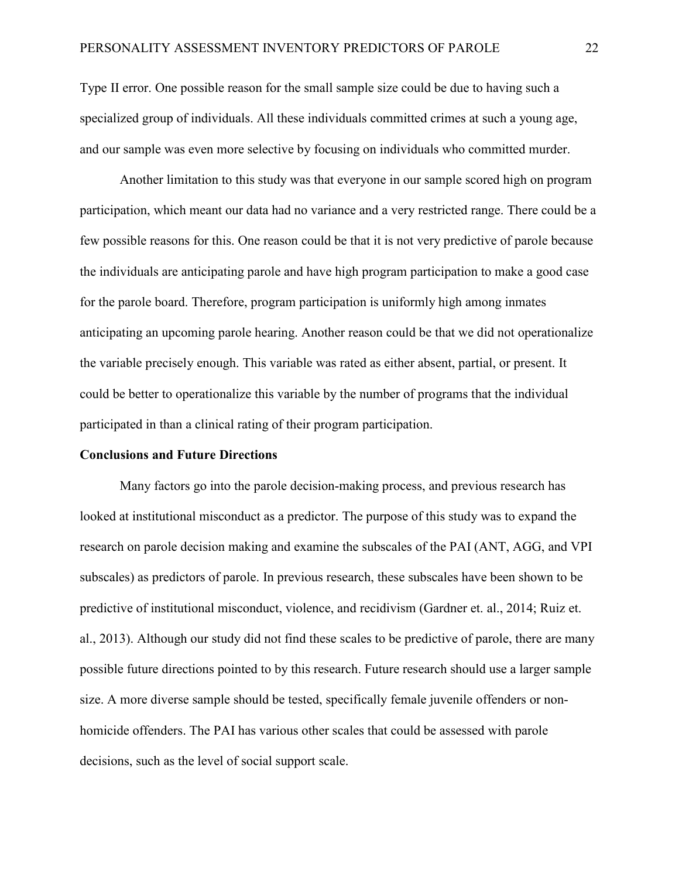Type II error. One possible reason for the small sample size could be due to having such a specialized group of individuals. All these individuals committed crimes at such a young age, and our sample was even more selective by focusing on individuals who committed murder.

Another limitation to this study was that everyone in our sample scored high on program participation, which meant our data had no variance and a very restricted range. There could be a few possible reasons for this. One reason could be that it is not very predictive of parole because the individuals are anticipating parole and have high program participation to make a good case for the parole board. Therefore, program participation is uniformly high among inmates anticipating an upcoming parole hearing. Another reason could be that we did not operationalize the variable precisely enough. This variable was rated as either absent, partial, or present. It could be better to operationalize this variable by the number of programs that the individual participated in than a clinical rating of their program participation.

**Conclusions and Future Directions**

Many factors go into the parole decision-making process, and previous research has looked at institutional misconduct as a predictor. The purpose of this study was to expand the research on parole decision making and examine the subscales of the PAI (ANT, AGG, and VPI subscales) as predictors of parole. In previous research, these subscales have been shown to be predictive of institutional misconduct, violence, and recidivism (Gardner et. al., 2014; Ruiz et. al., 2013). Although our study did not find these scales to be predictive of parole, there are many possible future directions pointed to by this research. Future research should use a larger sample size. A more diverse sample should be tested, specifically female juvenile offenders or non-homicide offenders. The PAI has various other scales that could be assessed with parole decisions, such as the level of social support scale.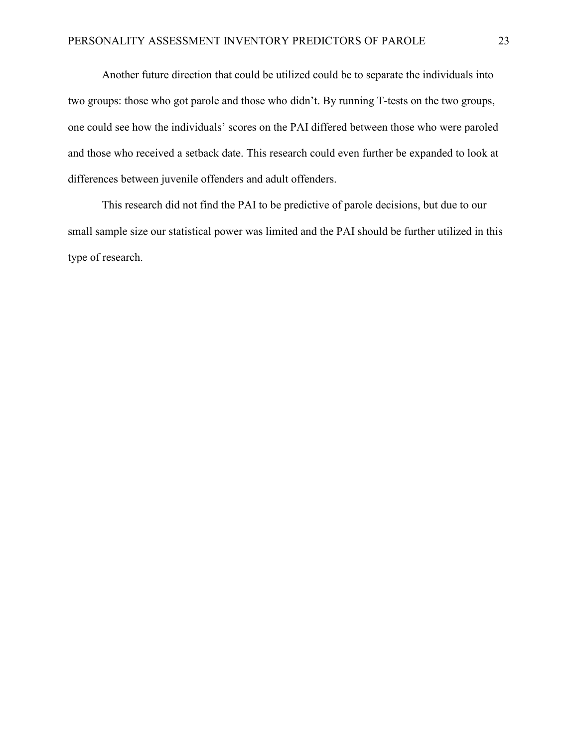Another future direction that could be utilized could be to separate the individuals into two groups: those who got parole and those who didn't. By running T-tests on the two groups, one could see how the individuals' scores on the PAI differed between those who were paroled and those who received a setback date. This research could even further be expanded to look at differences between juvenile offenders and adult offenders.

This research did not find the PAI to be predictive of parole decisions, but due to our small sample size our statistical power was limited and the PAI should be further utilized in this type of research.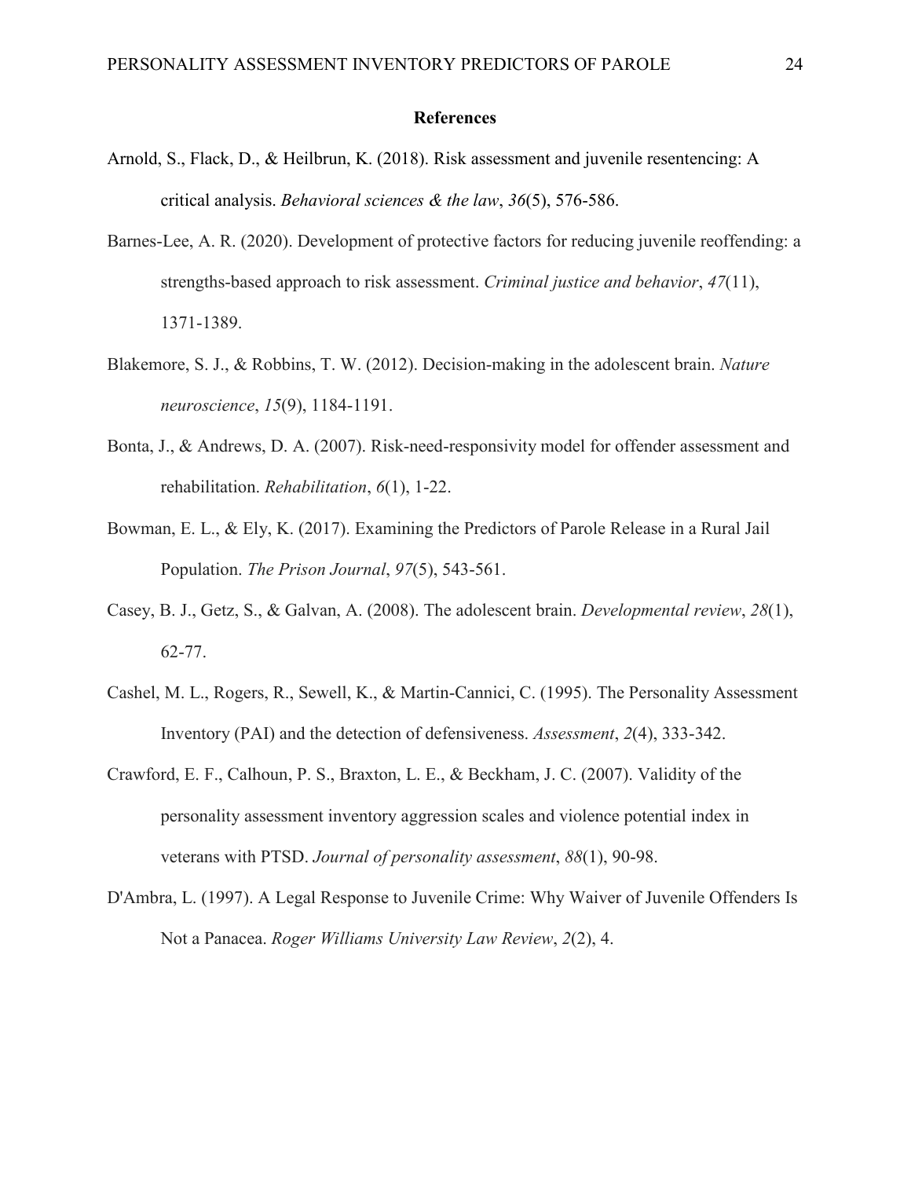## References

Arnold, S., Flack, D., & Heilbrun, K. (2018). Risk assessment and juvenile resentencing: A critical analysis. *Behavioral sciences & the law*, *36*(5), 576-586.

Barnes-Lee, A. R. (2020). Development of protective factors for reducing juvenile reoffending: a strengths-based approach to risk assessment. *Criminal justice and behavior*, *47*(11), 1371-1389.

Blakemore, S. J., & Robbins, T. W. (2012). Decision-making in the adolescent brain. *Nature neuroscience*, *15*(9), 1184-1191.

Bonta, J., & Andrews, D. A. (2007). Risk-need-responsivity model for offender assessment and rehabilitation. *Rehabilitation*, *6*(1), 1-22.

Bowman, E. L., & Ely, K. (2017). Examining the Predictors of Parole Release in a Rural Jail Population. *The Prison Journal*, *97*(5), 543-561.

Casey, B. J., Getz, S., & Galvan, A. (2008). The adolescent brain. *Developmental review*, *28*(1), 62-77.

Cashel, M. L., Rogers, R., Sewell, K., & Martin-Cannici, C. (1995). The Personality Assessment Inventory (PAI) and the detection of defensiveness. *Assessment*, *2*(4), 333-342.

Crawford, E. F., Calhoun, P. S., Braxton, L. E., & Beckham, J. C. (2007). Validity of the personality assessment inventory aggression scales and violence potential index in veterans with PTSD. *Journal of personality assessment*, *88*(1), 90-98.

D'Ambra, L. (1997). A Legal Response to Juvenile Crime: Why Waiver of Juvenile Offenders Is Not a Panacea. *Roger Williams University Law Review*, *2*(2), 4.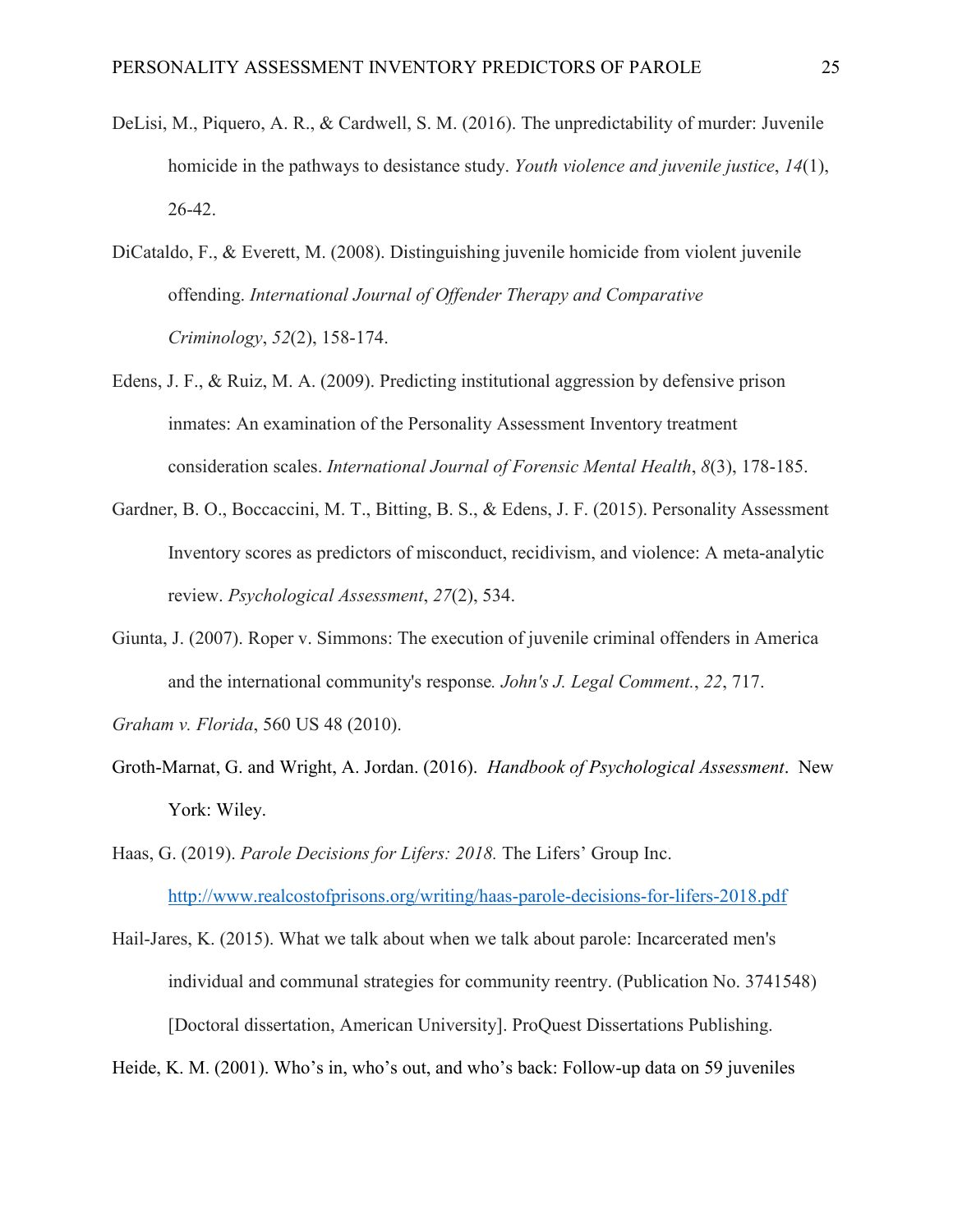DeLisi, M., Piquero, A. R., & Cardwell, S. M. (2016). The unpredictability of murder: Juvenile homicide in the pathways to desistance study. *Youth violence and juvenile justice*, *14*(1), 26-42.

DiCataldo, F., & Everett, M. (2008). Distinguishing juvenile homicide from violent juvenile offending. *International Journal of Offender Therapy and Comparative Criminology*, *52*(2), 158-174.

Edens, J. F., & Ruiz, M. A. (2009). Predicting institutional aggression by defensive prison inmates: An examination of the Personality Assessment Inventory treatment consideration scales. *International Journal of Forensic Mental Health*, *8*(3), 178-185.

Gardner, B. O., Boccaccini, M. T., Bitting, B. S., & Edens, J. F. (2015). Personality Assessment Inventory scores as predictors of misconduct, recidivism, and violence: A meta-analytic review. *Psychological Assessment*, *27*(2), 534.

Giunta, J. (2007). Roper v. Simmons: The execution of juvenile criminal offenders in America and the international community's response*. John's J. Legal Comment.*, *22*, 717.

*Graham v. Florida*, 560 US 48 (2010).

Groth-Marnat, G. and Wright, A. Jordan. (2016). *Handbook of Psychological Assessment*. New York: Wiley.

Haas, G. (2019). *Parole Decisions for Lifers: 2018.* The Lifers' Group Inc. http://www.realcostofprisons.org/writing/haas-parole-decisions-for-lifers-2018.pdf

Hail-Jares, K. (2015). What we talk about when we talk about parole: Incarcerated men's individual and communal strategies for community reentry. (Publication No. 3741548) [Doctoral dissertation, American University]. ProQuest Dissertations Publishing.

Heide, K. M. (2001). Who's in, who's out, and who's back: Follow-up data on 59 juveniles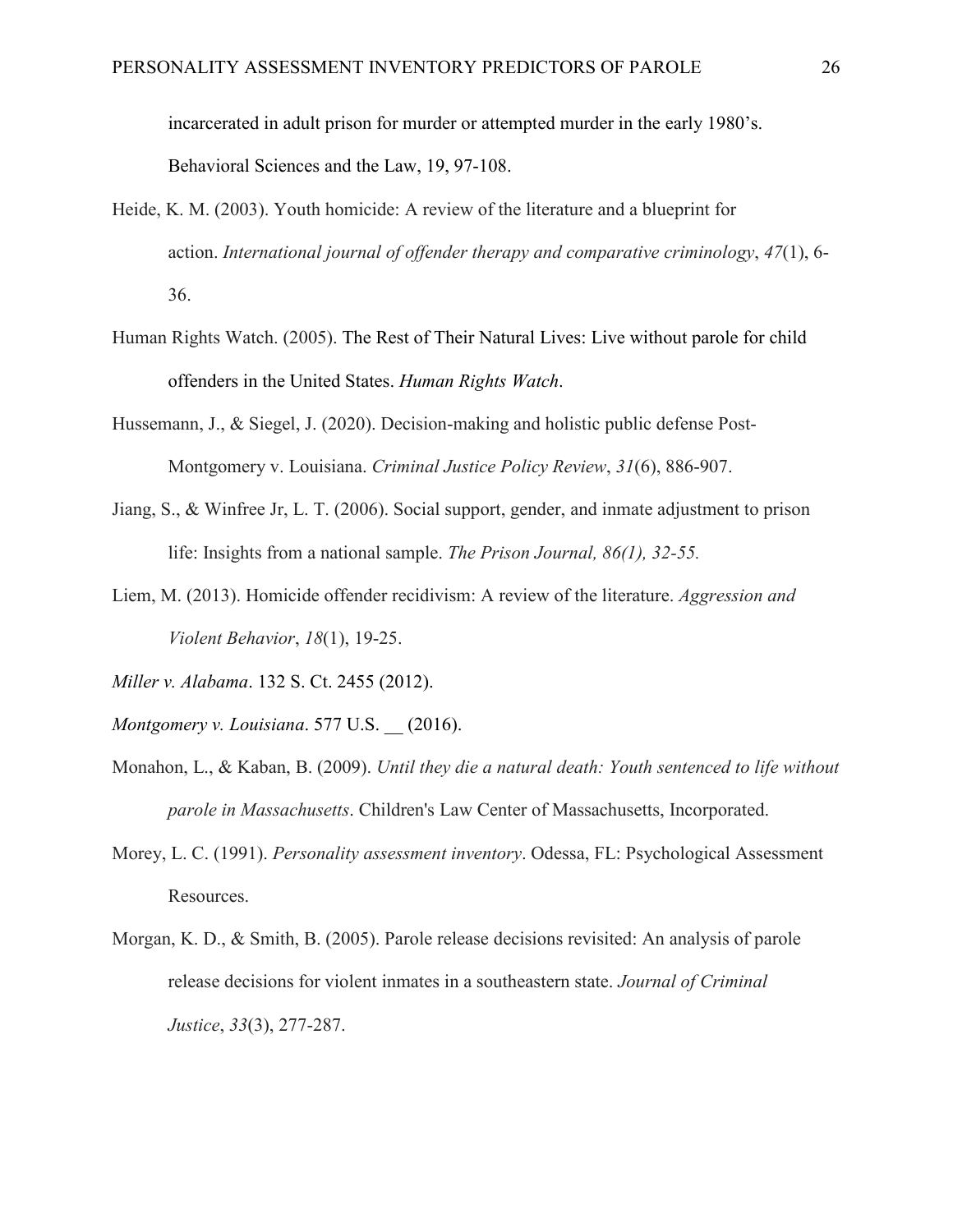incarcerated in adult prison for murder or attempted murder in the early 1980's. Behavioral Sciences and the Law, 19, 97-108.

Heide, K. M. (2003). Youth homicide: A review of the literature and a blueprint for action. *International journal of offender therapy and comparative criminology*, *47*(1), 6-36.

Human Rights Watch. (2005). The Rest of Their Natural Lives: Live without parole for child offenders in the United States. *Human Rights Watch*.

Hussemann, J., & Siegel, J. (2020). Decision-making and holistic public defense Post-Montgomery v. Louisiana. *Criminal Justice Policy Review*, *31*(6), 886-907.

Jiang, S., & Winfree Jr, L. T. (2006). Social support, gender, and inmate adjustment to prison life: Insights from a national sample. *The Prison Journal, 86(1), 32-55.*

Liem, M. (2013). Homicide offender recidivism: A review of the literature. *Aggression and Violent Behavior*, *18*(1), 19-25.

*Miller v. Alabama*. 132 S. Ct. 2455 (2012).

*Montgomery v. Louisiana*. 577 U.S. __ (2016).

Monahon, L., & Kaban, B. (2009). *Until they die a natural death: Youth sentenced to life without parole in Massachusetts*. Children's Law Center of Massachusetts, Incorporated.

Morey, L. C. (1991). *Personality assessment inventory*. Odessa, FL: Psychological Assessment Resources.

Morgan, K. D., & Smith, B. (2005). Parole release decisions revisited: An analysis of parole release decisions for violent inmates in a southeastern state. *Journal of Criminal Justice*, *33*(3), 277-287.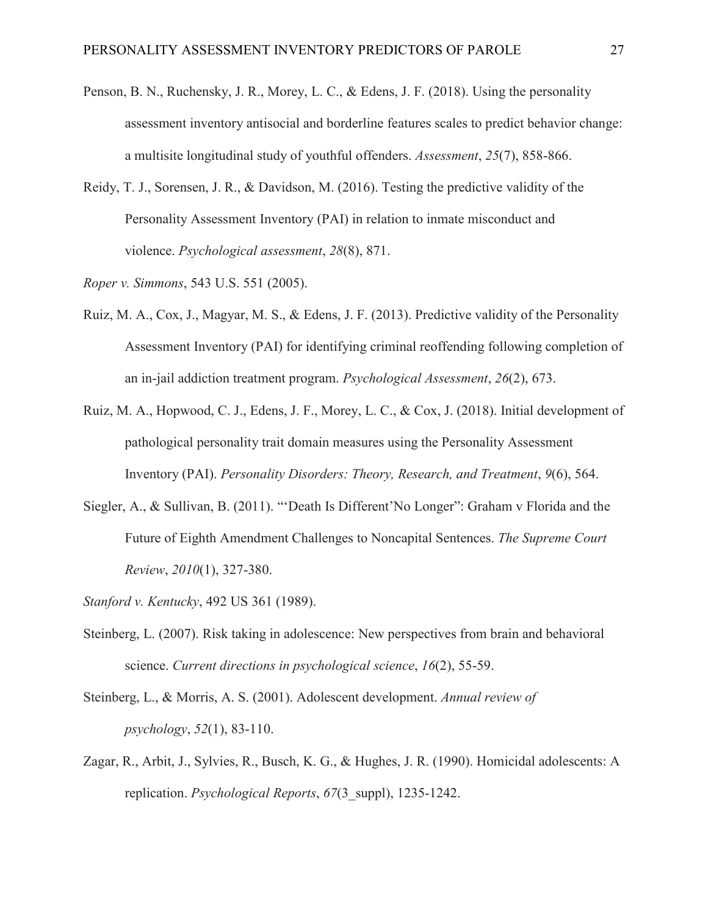Penson, B. N., Ruchensky, J. R., Morey, L. C., & Edens, J. F. (2018). Using the personality assessment inventory antisocial and borderline features scales to predict behavior change: a multisite longitudinal study of youthful offenders. *Assessment*, *25*(7), 858-866.

Reidy, T. J., Sorensen, J. R., & Davidson, M. (2016). Testing the predictive validity of the Personality Assessment Inventory (PAI) in relation to inmate misconduct and violence. *Psychological assessment*, *28*(8), 871.

*Roper v. Simmons*, 543 U.S. 551 (2005).

Ruiz, M. A., Cox, J., Magyar, M. S., & Edens, J. F. (2013). Predictive validity of the Personality Assessment Inventory (PAI) for identifying criminal reoffending following completion of an in-jail addiction treatment program. *Psychological Assessment*, *26*(2), 673.

Ruiz, M. A., Hopwood, C. J., Edens, J. F., Morey, L. C., & Cox, J. (2018). Initial development of pathological personality trait domain measures using the Personality Assessment Inventory (PAI). *Personality Disorders: Theory, Research, and Treatment*, *9*(6), 564.

Siegler, A., & Sullivan, B. (2011). "'Death Is Different'No Longer": Graham v Florida and the Future of Eighth Amendment Challenges to Noncapital Sentences. *The Supreme Court Review*, *2010*(1), 327-380.

*Stanford v. Kentucky*, 492 US 361 (1989).

Steinberg, L. (2007). Risk taking in adolescence: New perspectives from brain and behavioral science. *Current directions in psychological science*, *16*(2), 55-59.

Steinberg, L., & Morris, A. S. (2001). Adolescent development. *Annual review of psychology*, *52*(1), 83-110.

Zagar, R., Arbit, J., Sylvies, R., Busch, K. G., & Hughes, J. R. (1990). Homicidal adolescents: A replication. *Psychological Reports*, *67*(3_suppl), 1235-1242.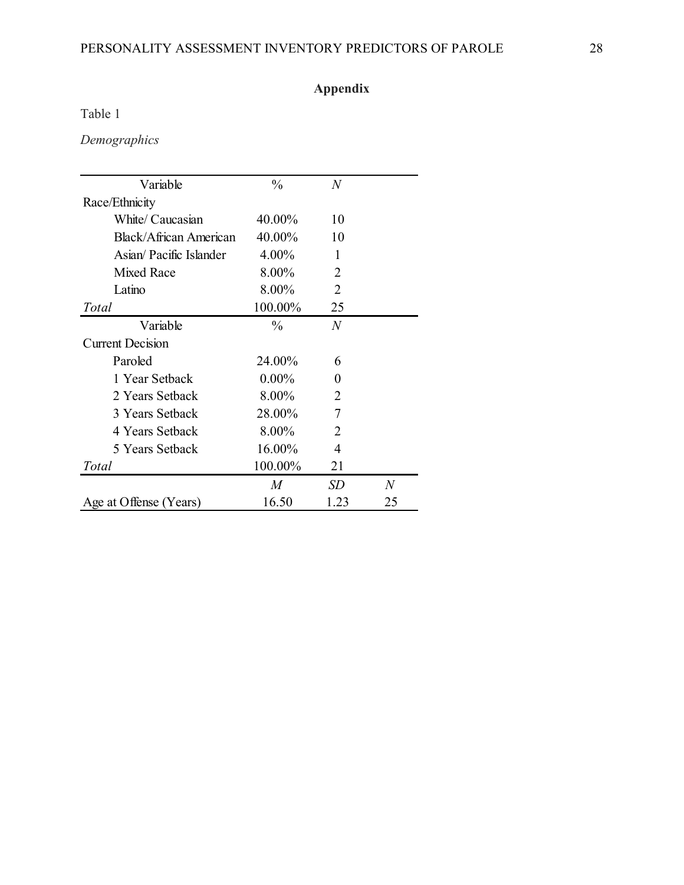## Appendix

Table 1

*Demographics*

| Variable | % | *N* | |
|---|---|---|---|
| Race/Ethnicity | | | |
| White/ Caucasian | 40.00% | 10 | |
| Black/African American | 40.00% | 10 | |
| Asian/ Pacific Islander | 4.00% | 1 | |
| Mixed Race | 8.00% | 2 | |
| Latino | 8.00% | 2 | |
| *Total* | 100.00% | 25 | |
| Variable | % | *N* | |
| Current Decision | | | |
| Paroled | 24.00% | 6 | |
| 1 Year Setback | 0.00% | 0 | |
| 2 Years Setback | 8.00% | 2 | |
| 3 Years Setback | 28.00% | 7 | |
| 4 Years Setback | 8.00% | 2 | |
| 5 Years Setback | 16.00% | 4 | |
| *Total* | 100.00% | 21 | |
| | *M* | *SD* | *N* |
| Age at Offense (Years) | 16.50 | 1.23 | 25 |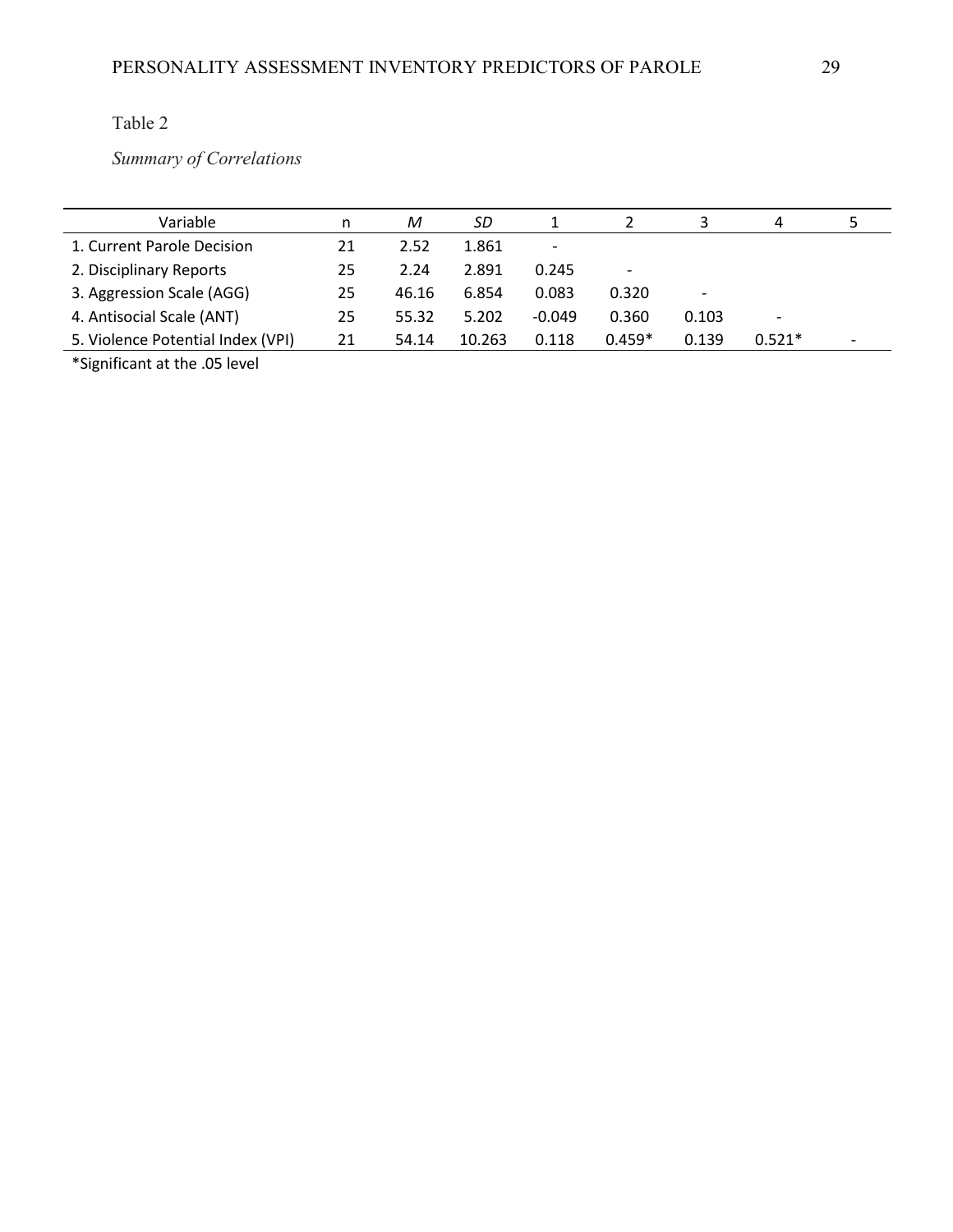Table 2

*Summary of Correlations*

| Variable | n | *M* | *SD* | 1 | 2 | 3 | 4 | 5 |
|---|---|---|---|---|---|---|---|---|
| 1. Current Parole Decision | 21 | 2.52 | 1.861 | - | | | | |
| 2. Disciplinary Reports | 25 | 2.24 | 2.891 | 0.245 | - | | | |
| 3. Aggression Scale (AGG) | 25 | 46.16 | 6.854 | 0.083 | 0.320 | - | | |
| 4. Antisocial Scale (ANT) | 25 | 55.32 | 5.202 | -0.049 | 0.360 | 0.103 | - | |
| 5. Violence Potential Index (VPI) | 21 | 54.14 | 10.263 | 0.118 | 0.459* | 0.139 | 0.521* | - |

*Significant at the .05 level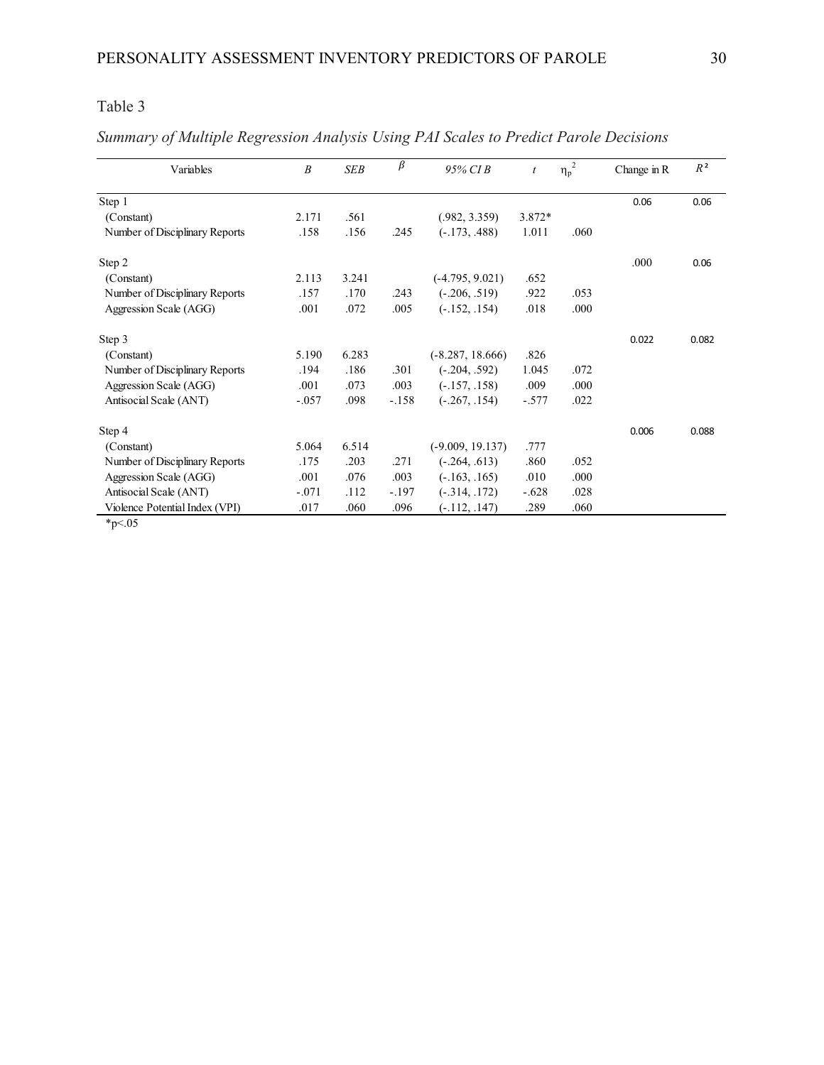Table 3

*Summary of Multiple Regression Analysis Using PAI Scales to Predict Parole Decisions*

| Variables | *B* | *SEB* | *β* | *95% CI B* | *t* | $\eta_p^2$ | Change in R | $R^2$ |
|---|---|---|---|---|---|---|---|---|
| Step 1 | | | | | | | 0.06 | 0.06 |
| (Constant) | 2.171 | .561 | | (.982, 3.359) | 3.872* | | | |
| Number of Disciplinary Reports | .158 | .156 | .245 | (-.173, .488) | 1.011 | .060 | | |
| Step 2 | | | | | | | .000 | 0.06 |
| (Constant) | 2.113 | 3.241 | | (-4.795, 9.021) | .652 | | | |
| Number of Disciplinary Reports | .157 | .170 | .243 | (-.206, .519) | .922 | .053 | | |
| Aggression Scale (AGG) | .001 | .072 | .005 | (-.152, .154) | .018 | .000 | | |
| Step 3 | | | | | | | 0.022 | 0.082 |
| (Constant) | 5.190 | 6.283 | | (-8.287, 18.666) | .826 | | | |
| Number of Disciplinary Reports | .194 | .186 | .301 | (-.204, .592) | 1.045 | .072 | | |
| Aggression Scale (AGG) | .001 | .073 | .003 | (-.157, .158) | .009 | .000 | | |
| Antisocial Scale (ANT) | -.057 | .098 | -.158 | (-.267, .154) | -.577 | .022 | | |
| Step 4 | | | | | | | 0.006 | 0.088 |
| (Constant) | 5.064 | 6.514 | | (-9.009, 19.137) | .777 | | | |
| Number of Disciplinary Reports | .175 | .203 | .271 | (-.264, .613) | .860 | .052 | | |
| Aggression Scale (AGG) | .001 | .076 | .003 | (-.163, .165) | .010 | .000 | | |
| Antisocial Scale (ANT) | -.071 | .112 | -.197 | (-.314, .172) | -.628 | .028 | | |
| Violence Potential Index (VPI) | .017 | .060 | .096 | (-.112, .147) | .289 | .060 | | |

*$p<.05$